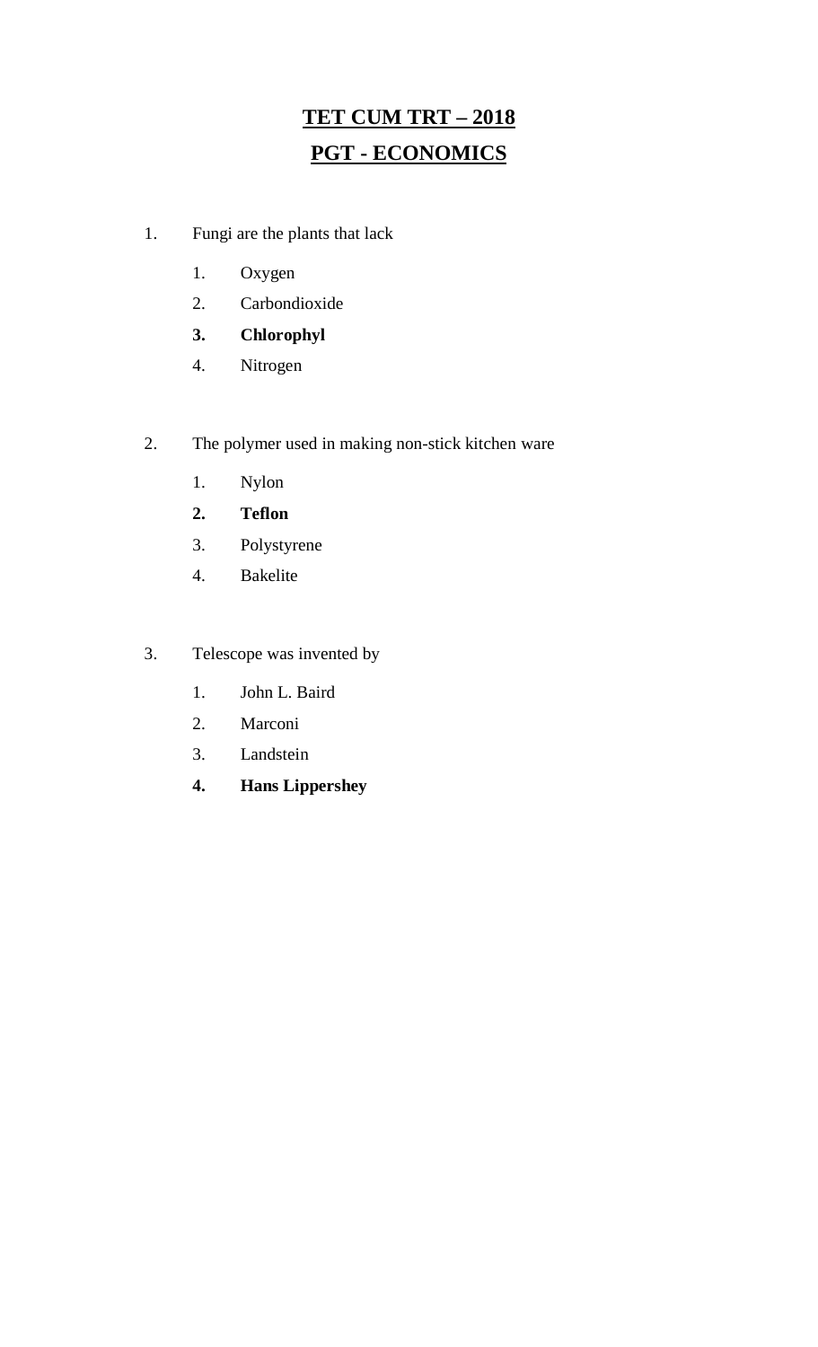# <u>**TET CUM TRT – 2018**</u>

## <u>**PGT - ECONOMICS**</u>

1. Fungi are the plants that lack

   1. Oxygen
   2. Carbondioxide
   3. **Chlorophyl**
   4. Nitrogen

2. The polymer used in making non-stick kitchen ware

   1. Nylon
   2. **Teflon**
   3. Polystyrene
   4. Bakelite

3. Telescope was invented by

   1. John L. Baird
   2. Marconi
   3. Landstein
   4. **Hans Lippershey**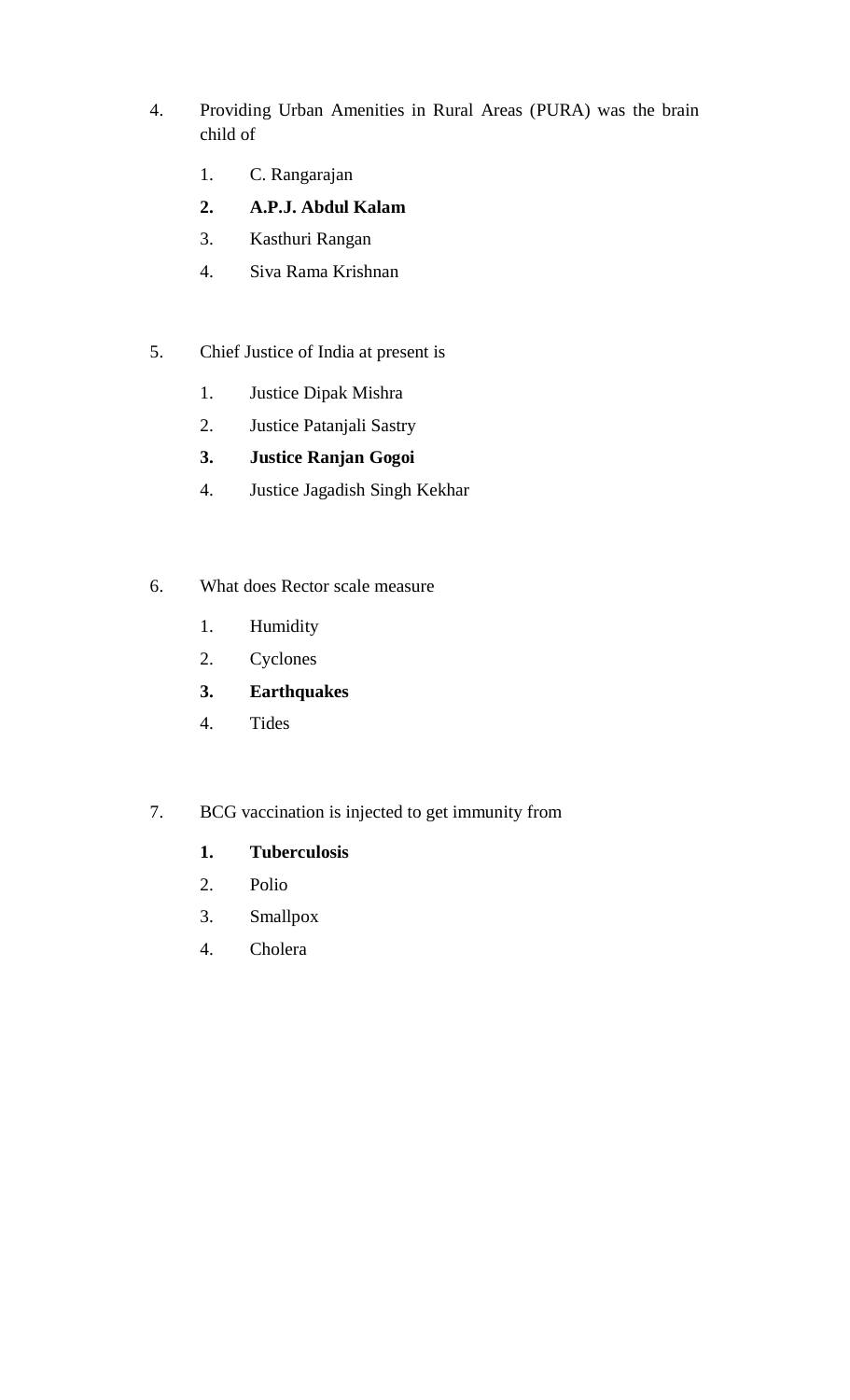4. Providing Urban Amenities in Rural Areas (PURA) was the brain child of

    1. C. Rangarajan
    2. **A.P.J. Abdul Kalam**
    3. Kasthuri Rangan
    4. Siva Rama Krishnan

5. Chief Justice of India at present is

    1. Justice Dipak Mishra
    2. Justice Patanjali Sastry
    3. **Justice Ranjan Gogoi**
    4. Justice Jagadish Singh Kekhar

6. What does Rector scale measure

    1. Humidity
    2. Cyclones
    3. **Earthquakes**
    4. Tides

7. BCG vaccination is injected to get immunity from

    1. **Tuberculosis**
    2. Polio
    3. Smallpox
    4. Cholera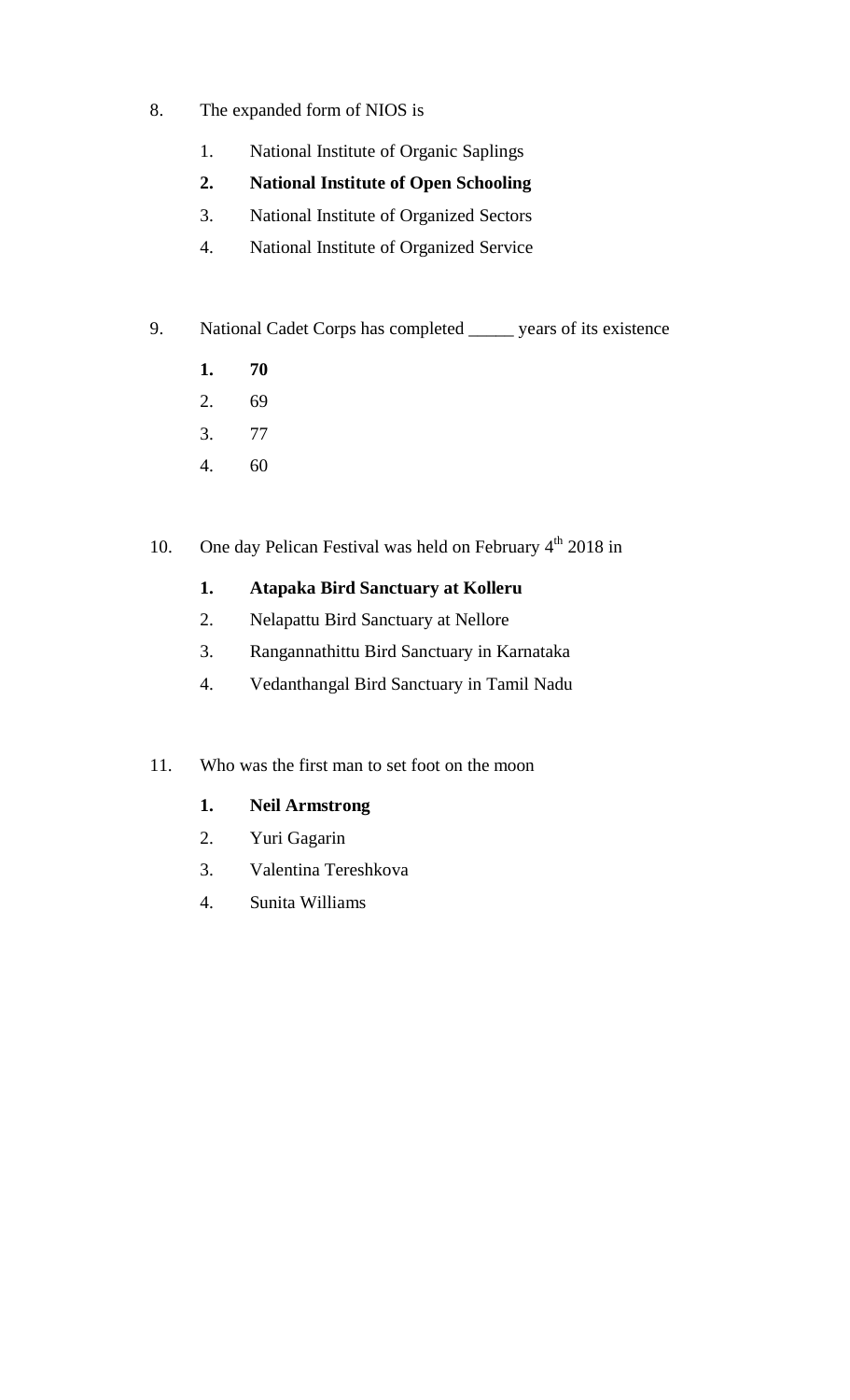8. The expanded form of NIOS is

    1. National Institute of Organic Saplings
    2. **National Institute of Open Schooling**
    3. National Institute of Organized Sectors
    4. National Institute of Organized Service

9. National Cadet Corps has completed _____ years of its existence

    1. **70**
    2. 69
    3. 77
    4. 60

10. One day Pelican Festival was held on February 4th 2018 in

    1. **Atapaka Bird Sanctuary at Kolleru**
    2. Nelapattu Bird Sanctuary at Nellore
    3. Rangannathittu Bird Sanctuary in Karnataka
    4. Vedanthangal Bird Sanctuary in Tamil Nadu

11. Who was the first man to set foot on the moon

    1. **Neil Armstrong**
    2. Yuri Gagarin
    3. Valentina Tereshkova
    4. Sunita Williams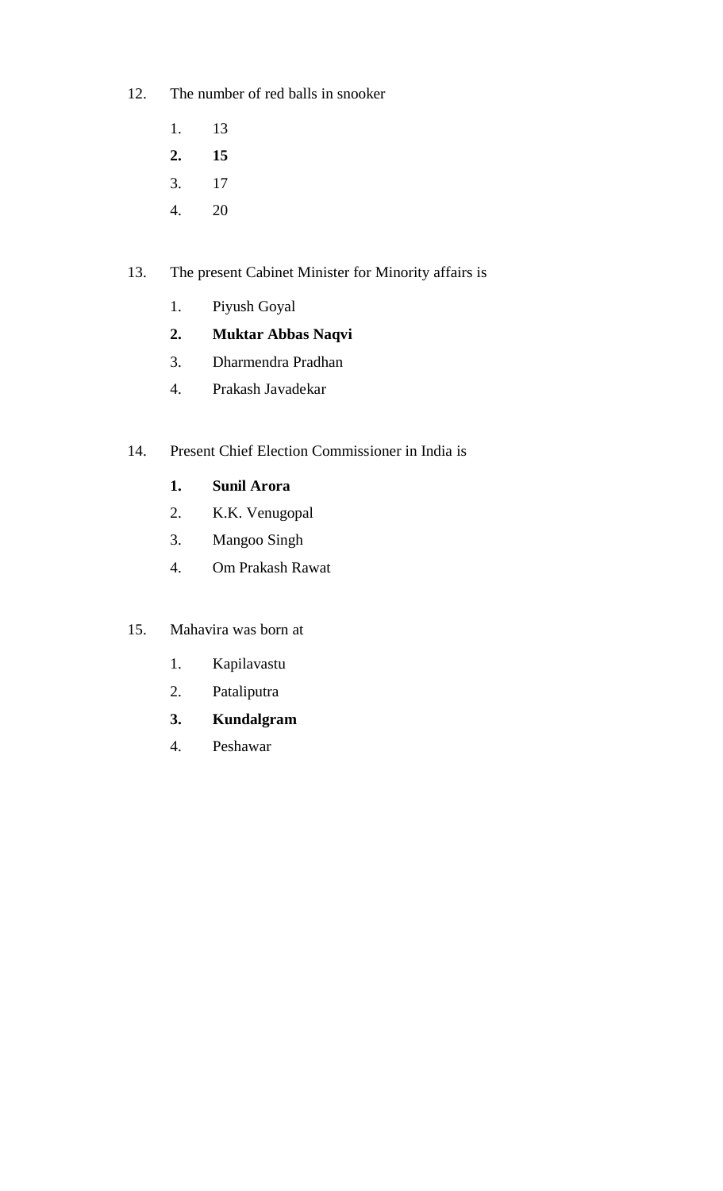12. The number of red balls in snooker

    1. 13
    2. **15**
    3. 17
    4. 20

13. The present Cabinet Minister for Minority affairs is

    1. Piyush Goyal
    2. **Muktar Abbas Naqvi**
    3. Dharmendra Pradhan
    4. Prakash Javadekar

14. Present Chief Election Commissioner in India is

    1. **Sunil Arora**
    2. K.K. Venugopal
    3. Mangoo Singh
    4. Om Prakash Rawat

15. Mahavira was born at

    1. Kapilavastu
    2. Pataliputra
    3. **Kundalgram**
    4. Peshawar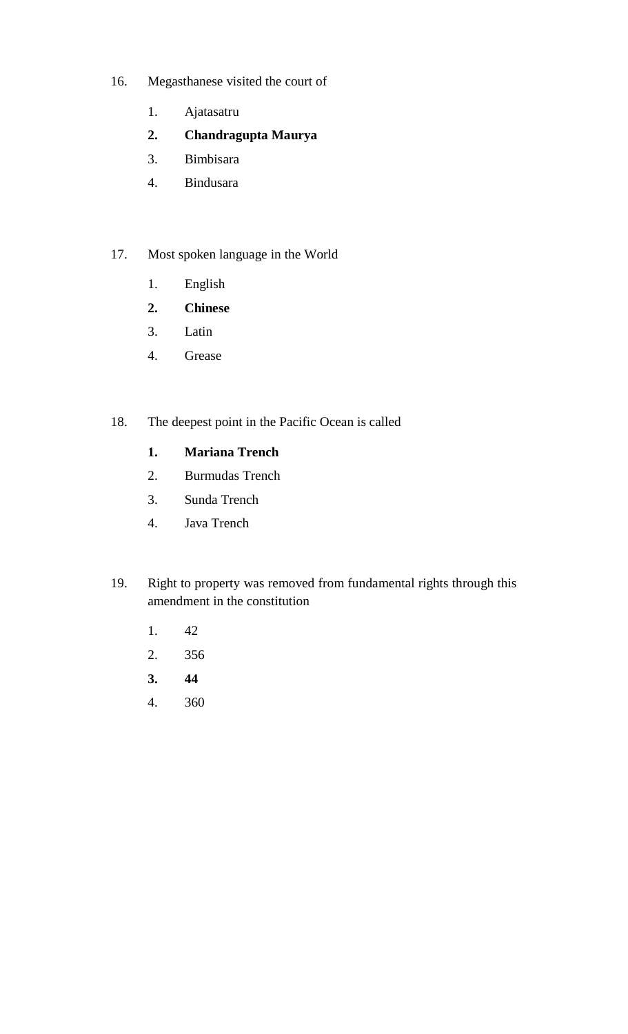16. Megasthanese visited the court of

    1. Ajatasatru
    2. **Chandragupta Maurya**
    3. Bimbisara
    4. Bindusara

17. Most spoken language in the World

    1. English
    2. **Chinese**
    3. Latin
    4. Grease

18. The deepest point in the Pacific Ocean is called

    1. **Mariana Trench**
    2. Burmudas Trench
    3. Sunda Trench
    4. Java Trench

19. Right to property was removed from fundamental rights through this amendment in the constitution

    1. 42
    2. 356
    3. **44**
    4. 360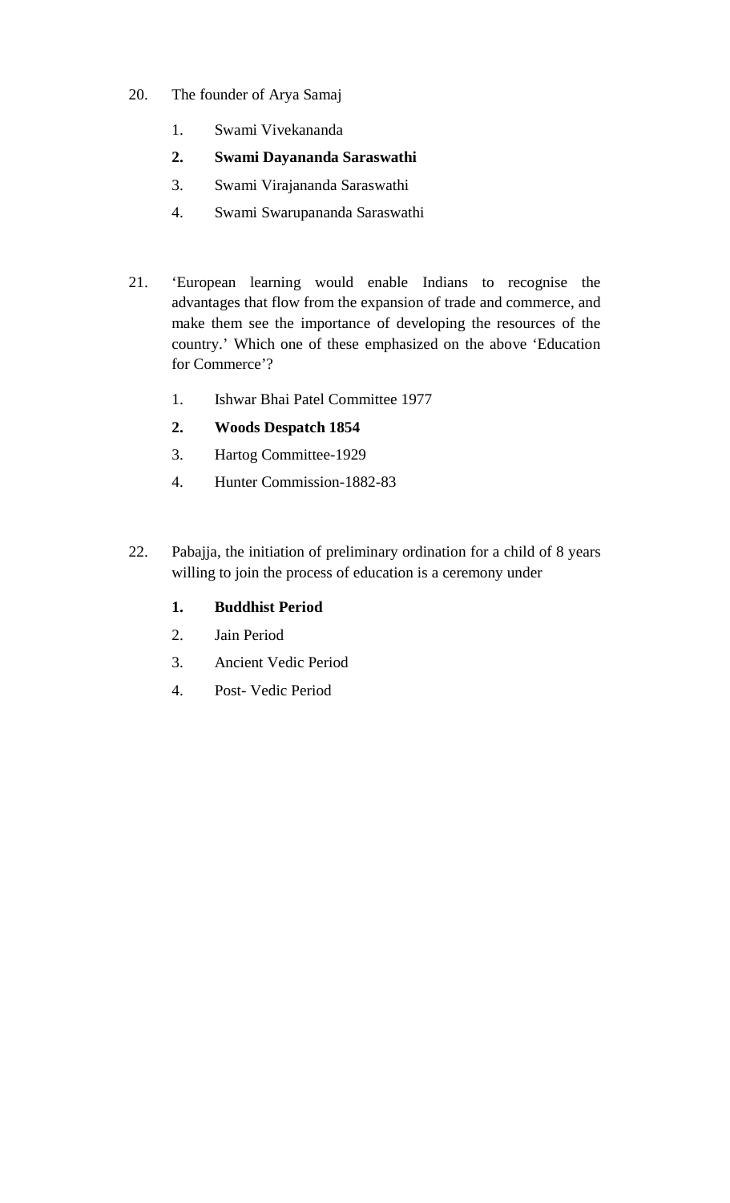20. The founder of Arya Samaj

    1. Swami Vivekananda
    2. **Swami Dayananda Saraswathi**
    3. Swami Virajananda Saraswathi
    4. Swami Swarupananda Saraswathi

21. 'European learning would enable Indians to recognise the advantages that flow from the expansion of trade and commerce, and make them see the importance of developing the resources of the country.' Which one of these emphasized on the above 'Education for Commerce'?

    1. Ishwar Bhai Patel Committee 1977
    2. **Woods Despatch 1854**
    3. Hartog Committee-1929
    4. Hunter Commission-1882-83

22. Pabajja, the initiation of preliminary ordination for a child of 8 years willing to join the process of education is a ceremony under

    1. **Buddhist Period**
    2. Jain Period
    3. Ancient Vedic Period
    4. Post- Vedic Period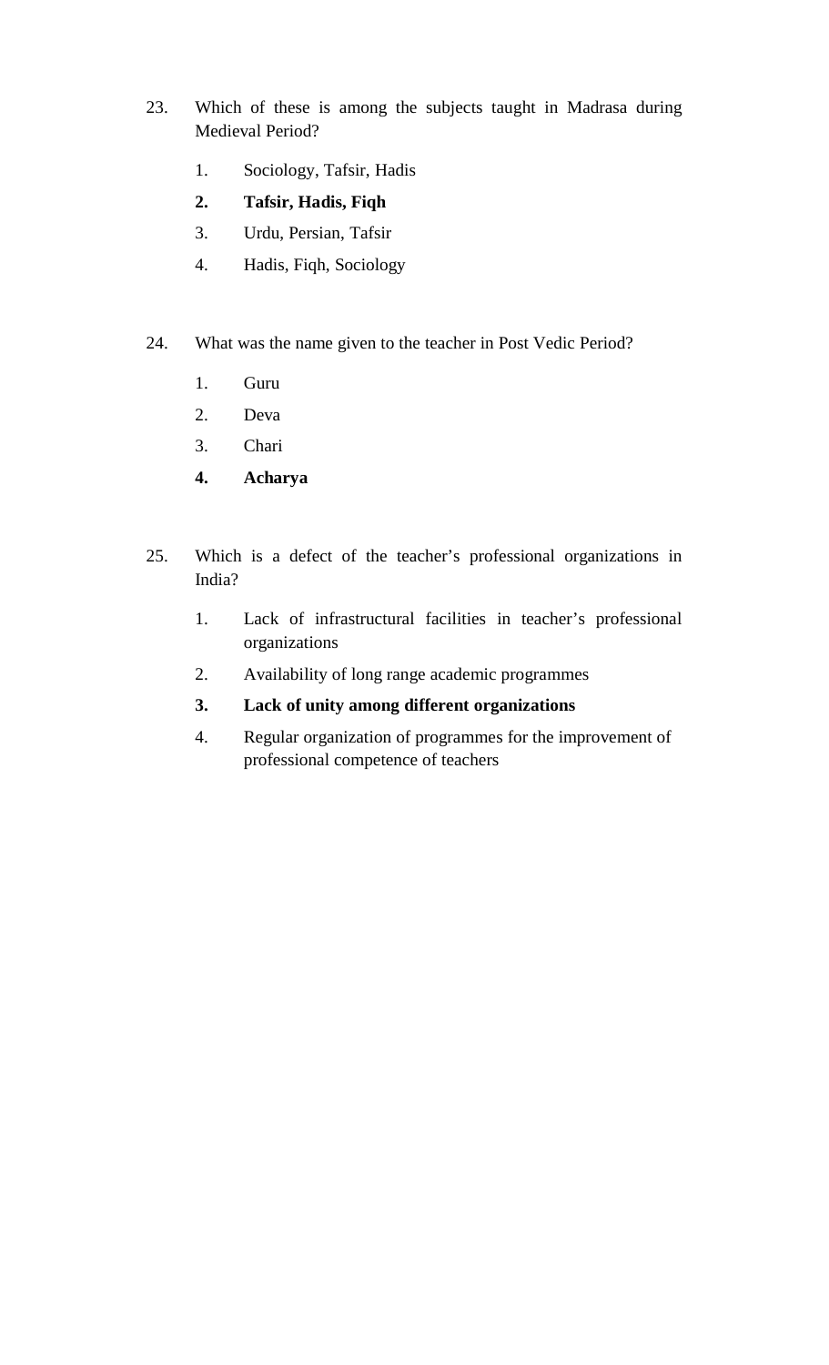23. Which of these is among the subjects taught in Madrasa during Medieval Period?

    1. Sociology, Tafsir, Hadis
    2. **Tafsir, Hadis, Fiqh**
    3. Urdu, Persian, Tafsir
    4. Hadis, Fiqh, Sociology

24. What was the name given to the teacher in Post Vedic Period?

    1. Guru
    2. Deva
    3. Chari
    4. **Acharya**

25. Which is a defect of the teacher's professional organizations in India?

    1. Lack of infrastructural facilities in teacher's professional organizations
    2. Availability of long range academic programmes
    3. **Lack of unity among different organizations**
    4. Regular organization of programmes for the improvement of professional competence of teachers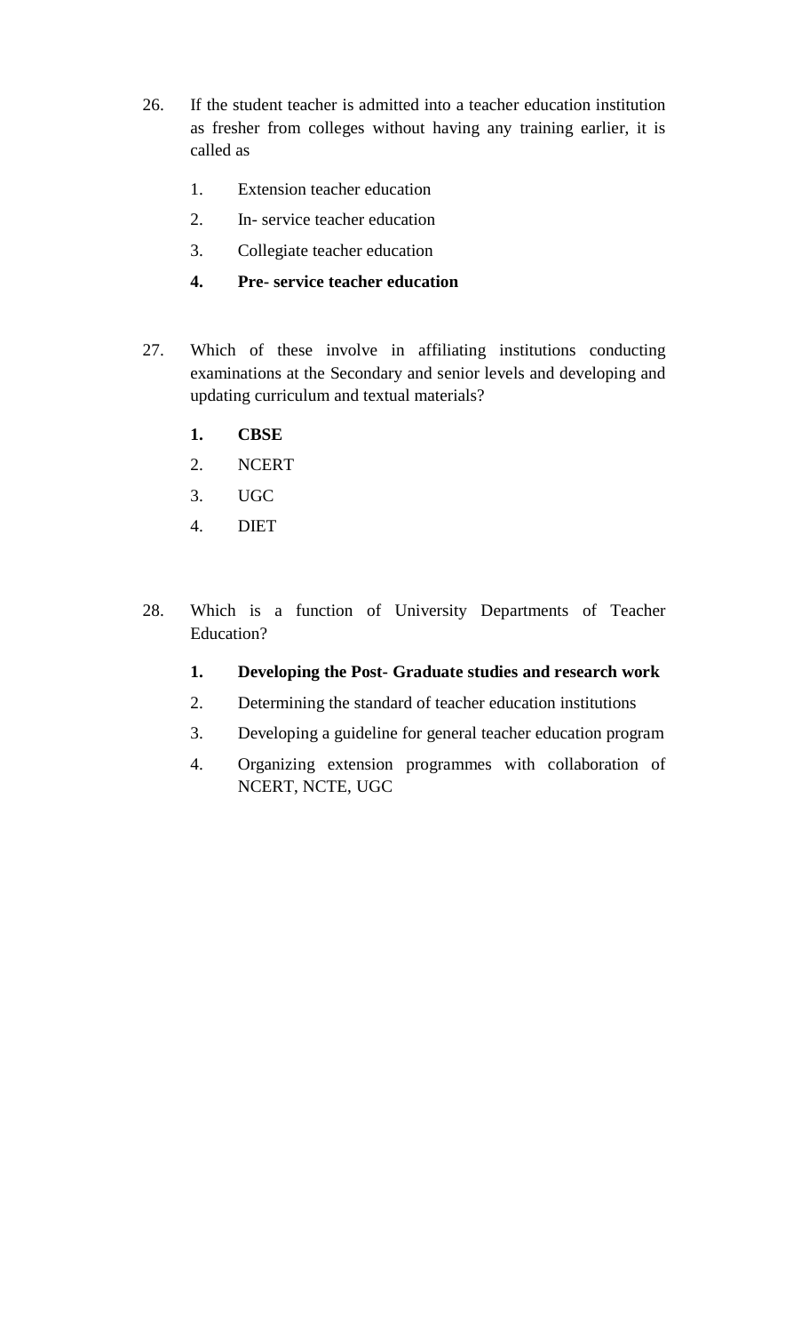26. If the student teacher is admitted into a teacher education institution as fresher from colleges without having any training earlier, it is called as

    1. Extension teacher education
    2. In- service teacher education
    3. Collegiate teacher education
    4. **Pre- service teacher education**

27. Which of these involve in affiliating institutions conducting examinations at the Secondary and senior levels and developing and updating curriculum and textual materials?

    1. **CBSE**
    2. NCERT
    3. UGC
    4. DIET

28. Which is a function of University Departments of Teacher Education?

    1. **Developing the Post- Graduate studies and research work**
    2. Determining the standard of teacher education institutions
    3. Developing a guideline for general teacher education program
    4. Organizing extension programmes with collaboration of NCERT, NCTE, UGC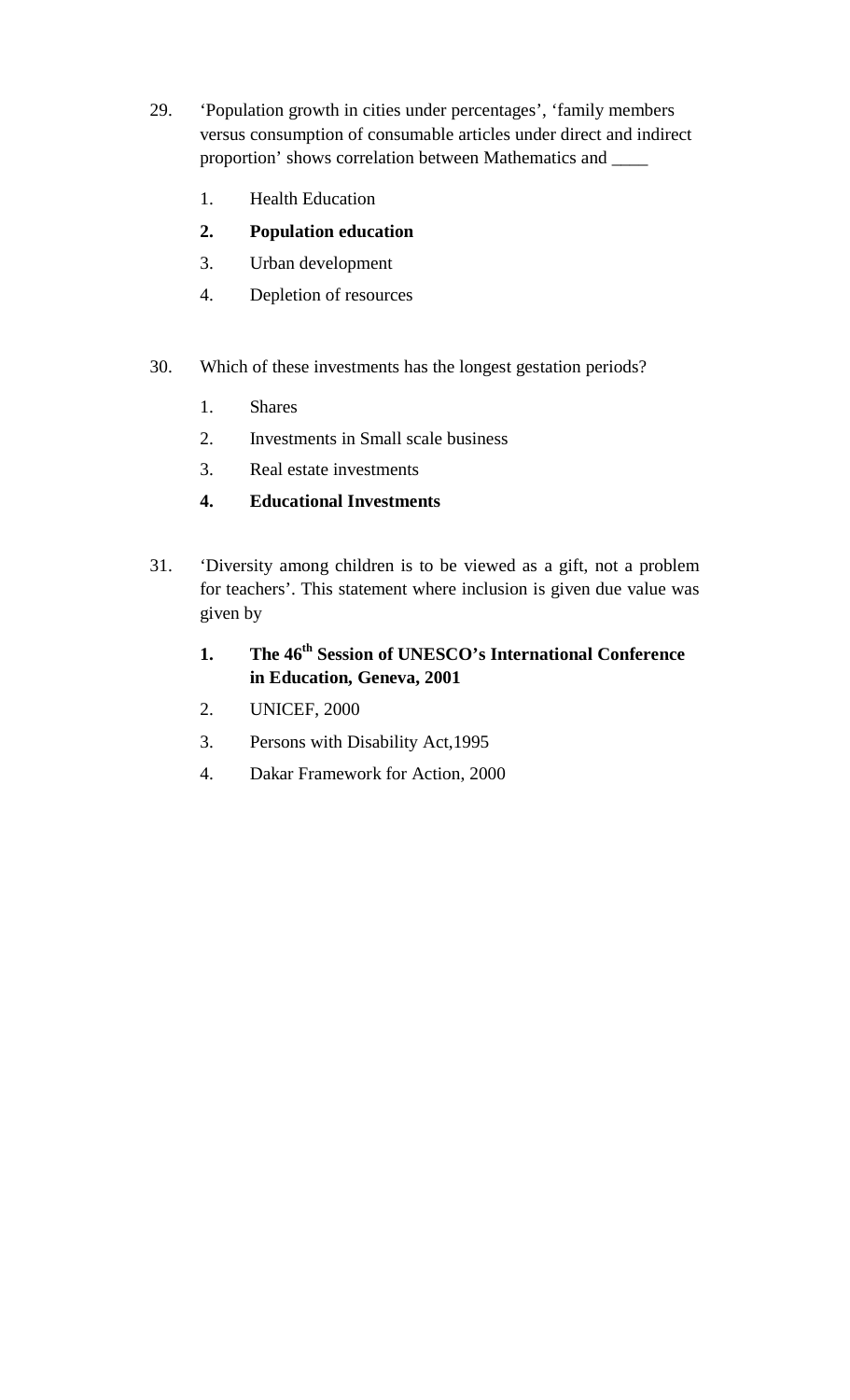29. 'Population growth in cities under percentages', 'family members versus consumption of consumable articles under direct and indirect proportion' shows correlation between Mathematics and ____

    1. Health Education
    2. **Population education**
    3. Urban development
    4. Depletion of resources

30. Which of these investments has the longest gestation periods?

    1. Shares
    2. Investments in Small scale business
    3. Real estate investments
    4. **Educational Investments**

31. 'Diversity among children is to be viewed as a gift, not a problem for teachers'. This statement where inclusion is given due value was given by

    1. **The 46th Session of UNESCO's International Conference in Education, Geneva, 2001**
    2. UNICEF, 2000
    3. Persons with Disability Act,1995
    4. Dakar Framework for Action, 2000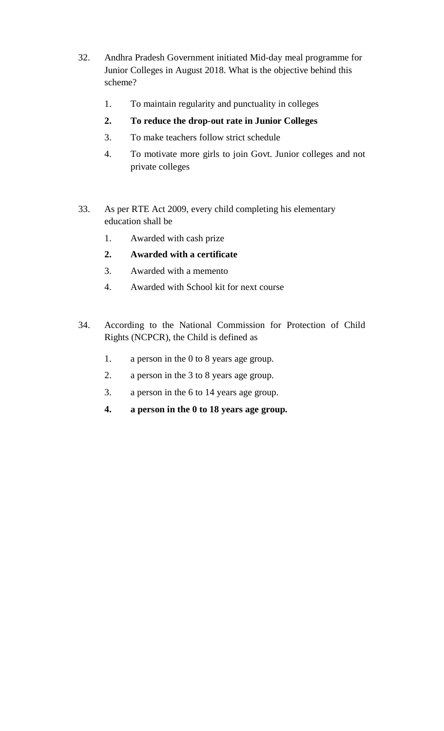32. Andhra Pradesh Government initiated Mid-day meal programme for Junior Colleges in August 2018. What is the objective behind this scheme?

    1. To maintain regularity and punctuality in colleges
    2. **To reduce the drop-out rate in Junior Colleges**
    3. To make teachers follow strict schedule
    4. To motivate more girls to join Govt. Junior colleges and not private colleges

33. As per RTE Act 2009, every child completing his elementary education shall be

    1. Awarded with cash prize
    2. **Awarded with a certificate**
    3. Awarded with a memento
    4. Awarded with School kit for next course

34. According to the National Commission for Protection of Child Rights (NCPCR), the Child is defined as

    1. a person in the 0 to 8 years age group.
    2. a person in the 3 to 8 years age group.
    3. a person in the 6 to 14 years age group.
    4. **a person in the 0 to 18 years age group.**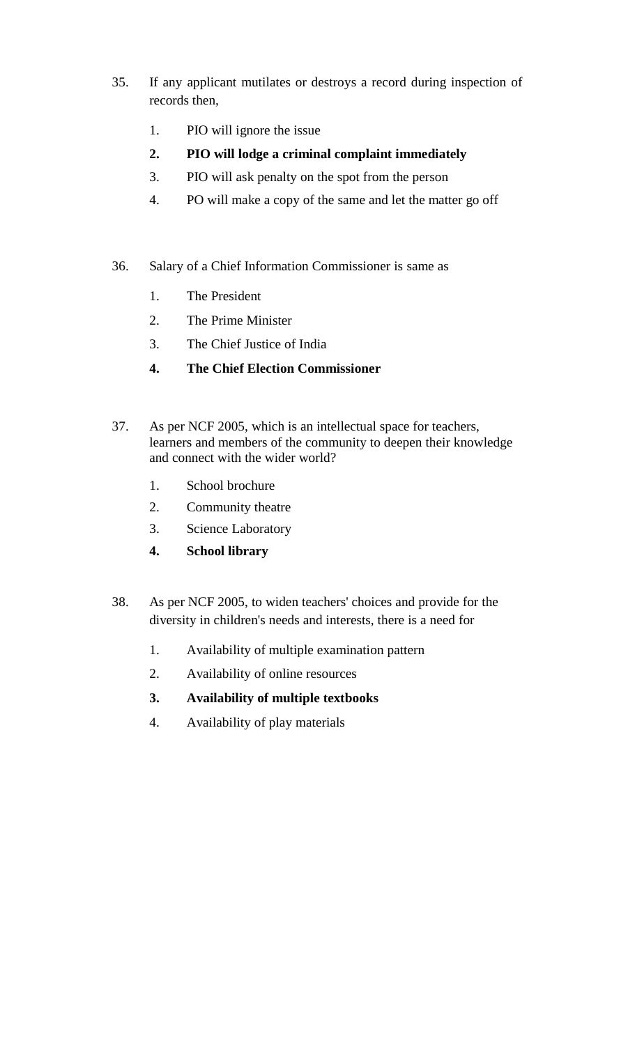35. If any applicant mutilates or destroys a record during inspection of records then,

    1. PIO will ignore the issue
    2. **PIO will lodge a criminal complaint immediately**
    3. PIO will ask penalty on the spot from the person
    4. PO will make a copy of the same and let the matter go off

36. Salary of a Chief Information Commissioner is same as

    1. The President
    2. The Prime Minister
    3. The Chief Justice of India
    4. **The Chief Election Commissioner**

37. As per NCF 2005, which is an intellectual space for teachers, learners and members of the community to deepen their knowledge and connect with the wider world?

    1. School brochure
    2. Community theatre
    3. Science Laboratory
    4. **School library**

38. As per NCF 2005, to widen teachers' choices and provide for the diversity in children's needs and interests, there is a need for

    1. Availability of multiple examination pattern
    2. Availability of online resources
    3. **Availability of multiple textbooks**
    4. Availability of play materials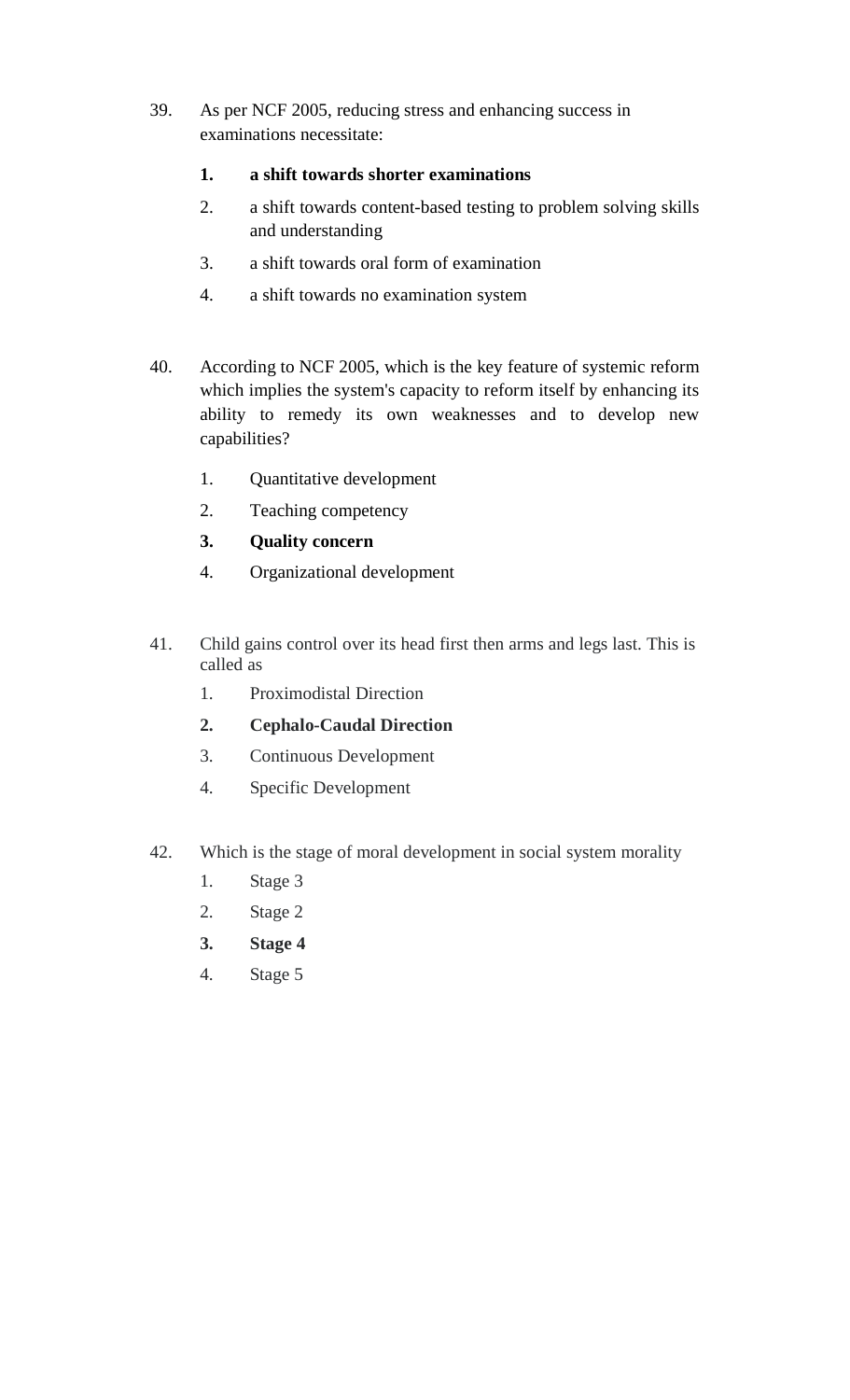39. As per NCF 2005, reducing stress and enhancing success in examinations necessitate:

    **1. a shift towards shorter examinations**

    2. a shift towards content-based testing to problem solving skills and understanding

    3. a shift towards oral form of examination

    4. a shift towards no examination system

40. According to NCF 2005, which is the key feature of systemic reform which implies the system's capacity to reform itself by enhancing its ability to remedy its own weaknesses and to develop new capabilities?

    1. Quantitative development

    2. Teaching competency

    **3. Quality concern**

    4. Organizational development

41. Child gains control over its head first then arms and legs last. This is called as

    1. Proximodistal Direction

    **2. Cephalo-Caudal Direction**

    3. Continuous Development

    4. Specific Development

42. Which is the stage of moral development in social system morality

    1. Stage 3

    2. Stage 2

    **3. Stage 4**

    4. Stage 5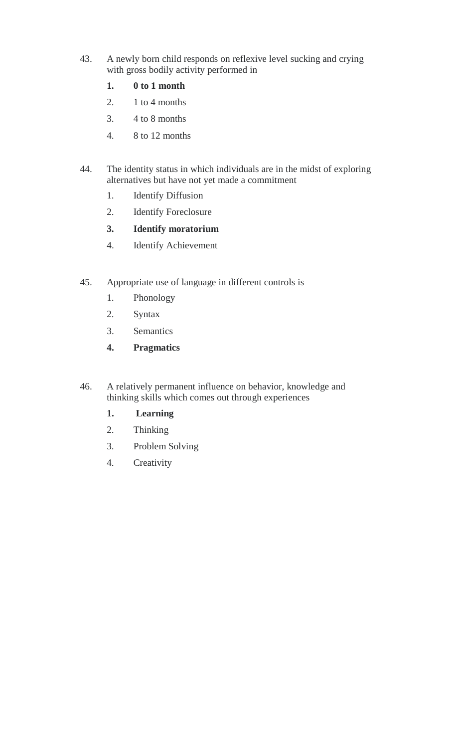43. A newly born child responds on reflexive level sucking and crying with gross bodily activity performed in

    **1. 0 to 1 month**

    2. 1 to 4 months

    3. 4 to 8 months

    4. 8 to 12 months

44. The identity status in which individuals are in the midst of exploring alternatives but have not yet made a commitment

    1. Identify Diffusion

    2. Identify Foreclosure

    **3. Identify moratorium**

    4. Identify Achievement

45. Appropriate use of language in different controls is

    1. Phonology

    2. Syntax

    3. Semantics

    **4. Pragmatics**

46. A relatively permanent influence on behavior, knowledge and thinking skills which comes out through experiences

    **1. Learning**

    2. Thinking

    3. Problem Solving

    4. Creativity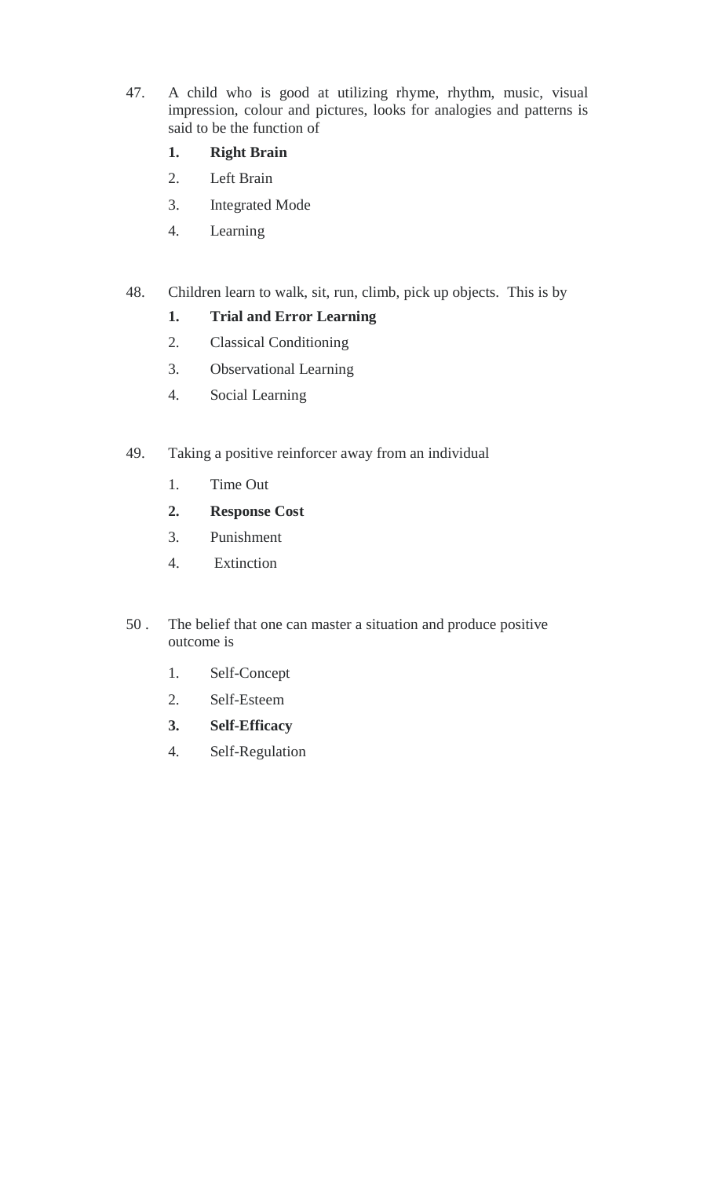47. A child who is good at utilizing rhyme, rhythm, music, visual impression, colour and pictures, looks for analogies and patterns is said to be the function of

    **1. Right Brain**

    2. Left Brain

    3. Integrated Mode

    4. Learning

48. Children learn to walk, sit, run, climb, pick up objects. This is by

    **1. Trial and Error Learning**

    2. Classical Conditioning

    3. Observational Learning

    4. Social Learning

49. Taking a positive reinforcer away from an individual

    1. Time Out

    **2. Response Cost**

    3. Punishment

    4. Extinction

50 . The belief that one can master a situation and produce positive outcome is

    1. Self-Concept

    2. Self-Esteem

    **3. Self-Efficacy**

    4. Self-Regulation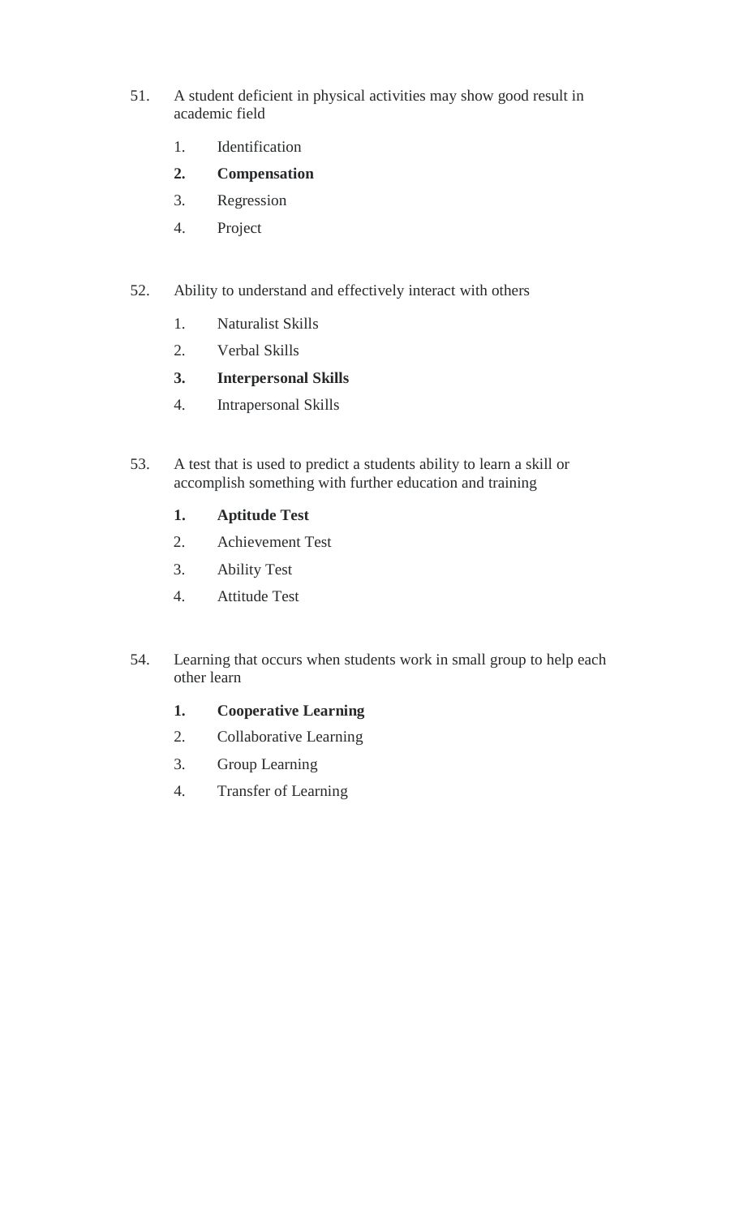51. A student deficient in physical activities may show good result in academic field

    1. Identification
    2. **Compensation**
    3. Regression
    4. Project

52. Ability to understand and effectively interact with others

    1. Naturalist Skills
    2. Verbal Skills
    3. **Interpersonal Skills**
    4. Intrapersonal Skills

53. A test that is used to predict a students ability to learn a skill or accomplish something with further education and training

    1. **Aptitude Test**
    2. Achievement Test
    3. Ability Test
    4. Attitude Test

54. Learning that occurs when students work in small group to help each other learn

    1. **Cooperative Learning**
    2. Collaborative Learning
    3. Group Learning
    4. Transfer of Learning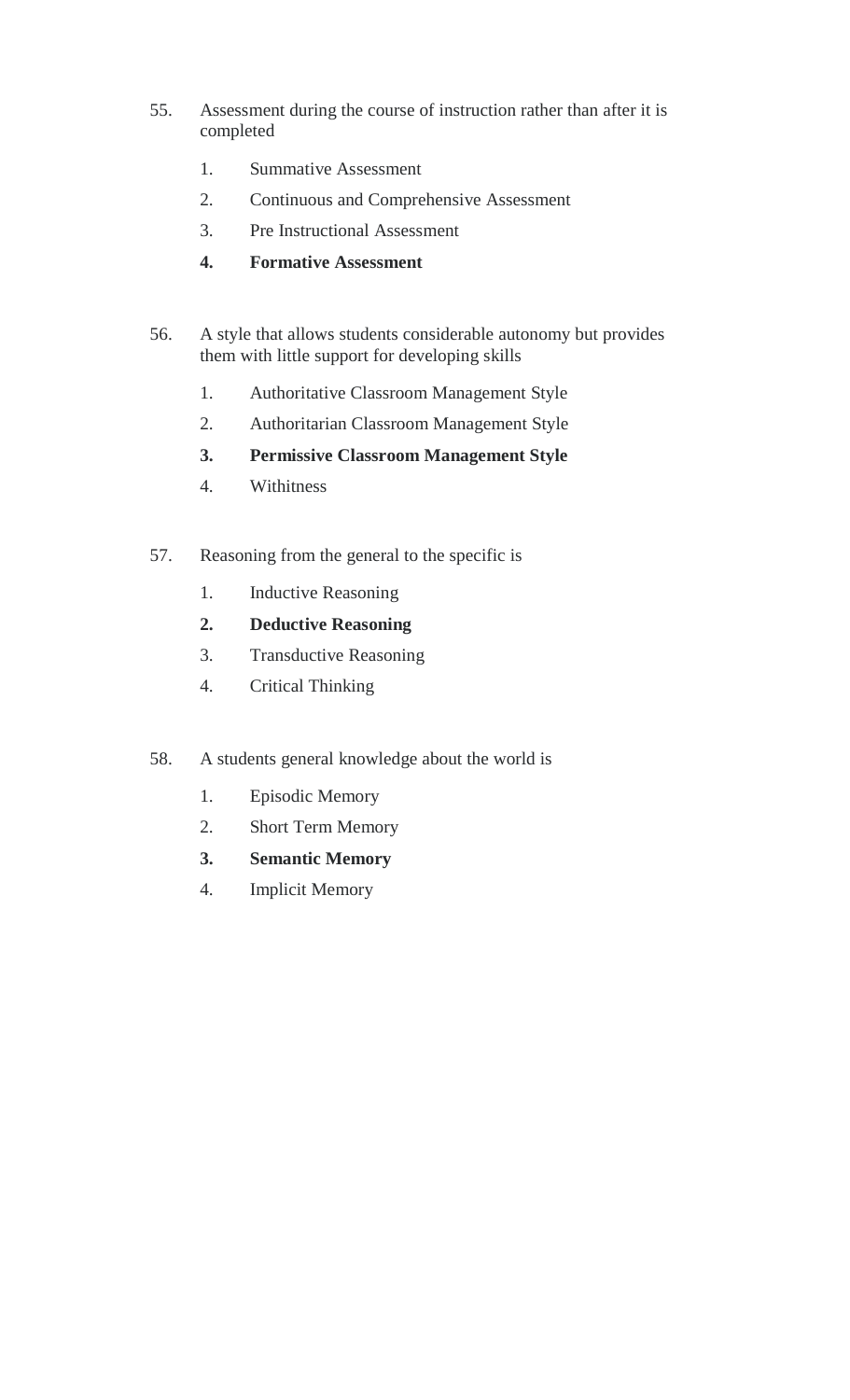55. Assessment during the course of instruction rather than after it is completed

    1. Summative Assessment
    2. Continuous and Comprehensive Assessment
    3. Pre Instructional Assessment
    4. **Formative Assessment**

56. A style that allows students considerable autonomy but provides them with little support for developing skills

    1. Authoritative Classroom Management Style
    2. Authoritarian Classroom Management Style
    3. **Permissive Classroom Management Style**
    4. Withitness

57. Reasoning from the general to the specific is

    1. Inductive Reasoning
    2. **Deductive Reasoning**
    3. Transductive Reasoning
    4. Critical Thinking

58. A students general knowledge about the world is

    1. Episodic Memory
    2. Short Term Memory
    3. **Semantic Memory**
    4. Implicit Memory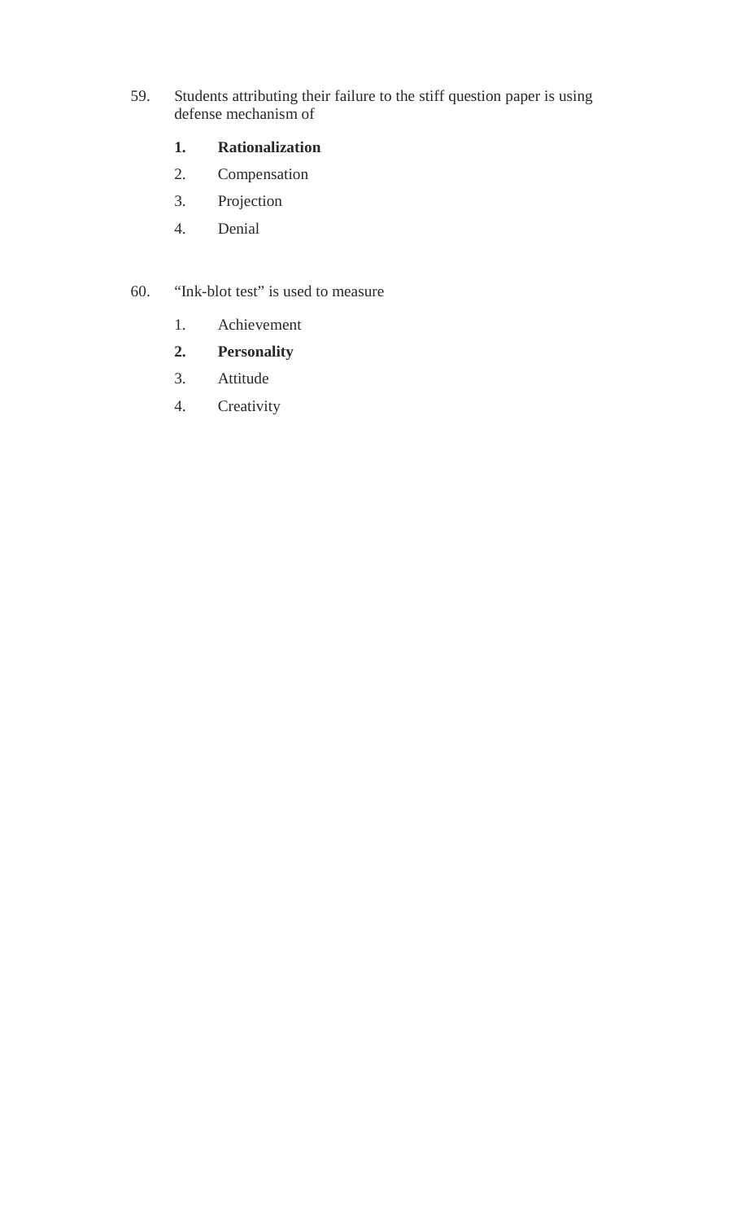59. Students attributing their failure to the stiff question paper is using defense mechanism of

   1. **Rationalization**
   2. Compensation
   3. Projection
   4. Denial

60. “Ink-blot test” is used to measure

   1. Achievement
   2. **Personality**
   3. Attitude
   4. Creativity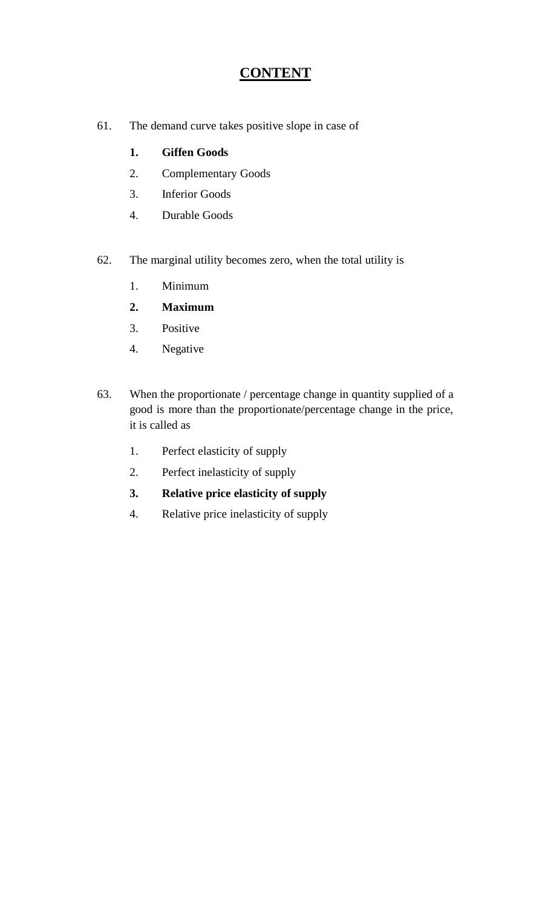# CONTENT

61. The demand curve takes positive slope in case of

    **1. Giffen Goods**

    2. Complementary Goods

    3. Inferior Goods

    4. Durable Goods

62. The marginal utility becomes zero, when the total utility is

    1. Minimum

    **2. Maximum**

    3. Positive

    4. Negative

63. When the proportionate / percentage change in quantity supplied of a good is more than the proportionate/percentage change in the price, it is called as

    1. Perfect elasticity of supply

    2. Perfect inelasticity of supply

    **3. Relative price elasticity of supply**

    4. Relative price inelasticity of supply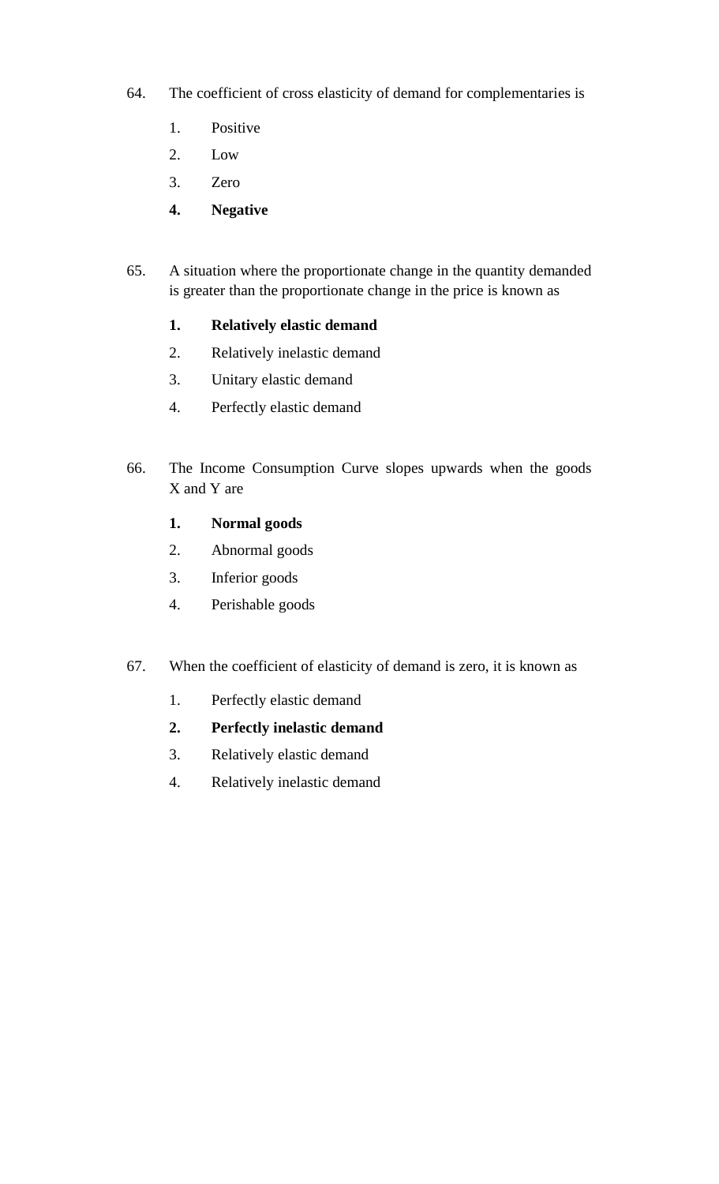64. The coefficient of cross elasticity of demand for complementaries is

    1. Positive
    2. Low
    3. Zero
    4. **Negative**

65. A situation where the proportionate change in the quantity demanded is greater than the proportionate change in the price is known as

    1. **Relatively elastic demand**
    2. Relatively inelastic demand
    3. Unitary elastic demand
    4. Perfectly elastic demand

66. The Income Consumption Curve slopes upwards when the goods X and Y are

    1. **Normal goods**
    2. Abnormal goods
    3. Inferior goods
    4. Perishable goods

67. When the coefficient of elasticity of demand is zero, it is known as

    1. Perfectly elastic demand
    2. **Perfectly inelastic demand**
    3. Relatively elastic demand
    4. Relatively inelastic demand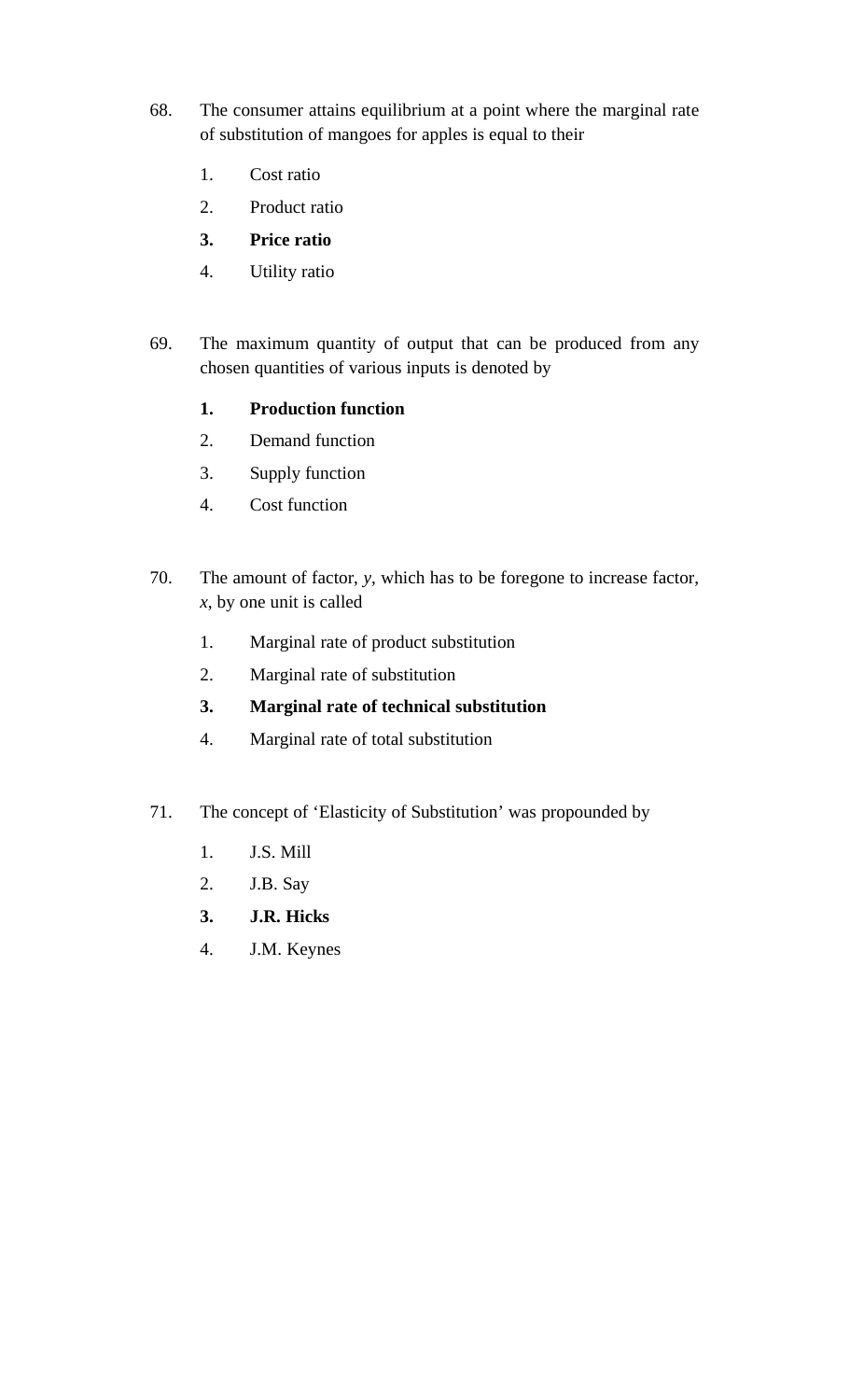68. The consumer attains equilibrium at a point where the marginal rate of substitution of mangoes for apples is equal to their

    1. Cost ratio
    2. Product ratio
    3. **Price ratio**
    4. Utility ratio

69. The maximum quantity of output that can be produced from any chosen quantities of various inputs is denoted by

    1. **Production function**
    2. Demand function
    3. Supply function
    4. Cost function

70. The amount of factor, *y*, which has to be foregone to increase factor, *x*, by one unit is called

    1. Marginal rate of product substitution
    2. Marginal rate of substitution
    3. **Marginal rate of technical substitution**
    4. Marginal rate of total substitution

71. The concept of 'Elasticity of Substitution' was propounded by

    1. J.S. Mill
    2. J.B. Say
    3. **J.R. Hicks**
    4. J.M. Keynes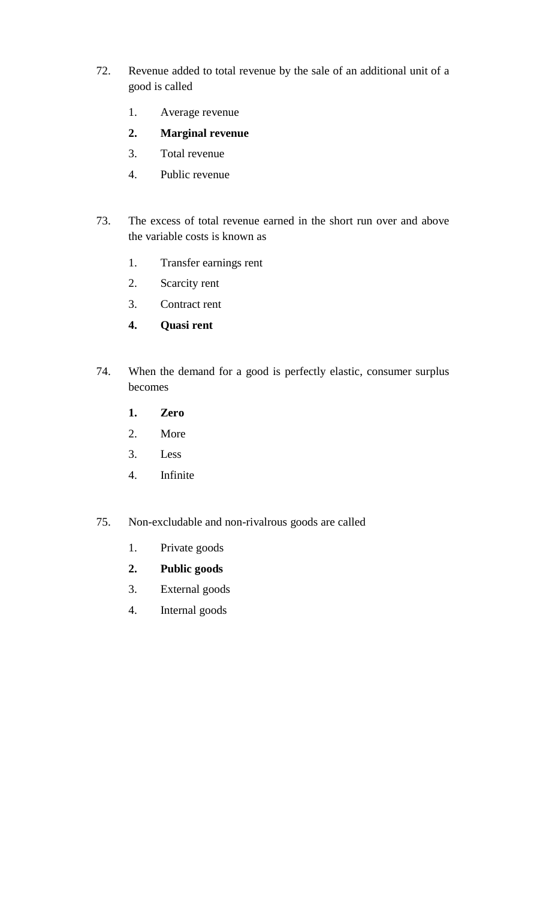72. Revenue added to total revenue by the sale of an additional unit of a good is called

    1. Average revenue
    2. **Marginal revenue**
    3. Total revenue
    4. Public revenue

73. The excess of total revenue earned in the short run over and above the variable costs is known as

    1. Transfer earnings rent
    2. Scarcity rent
    3. Contract rent
    4. **Quasi rent**

74. When the demand for a good is perfectly elastic, consumer surplus becomes

    1. **Zero**
    2. More
    3. Less
    4. Infinite

75. Non-excludable and non-rivalrous goods are called

    1. Private goods
    2. **Public goods**
    3. External goods
    4. Internal goods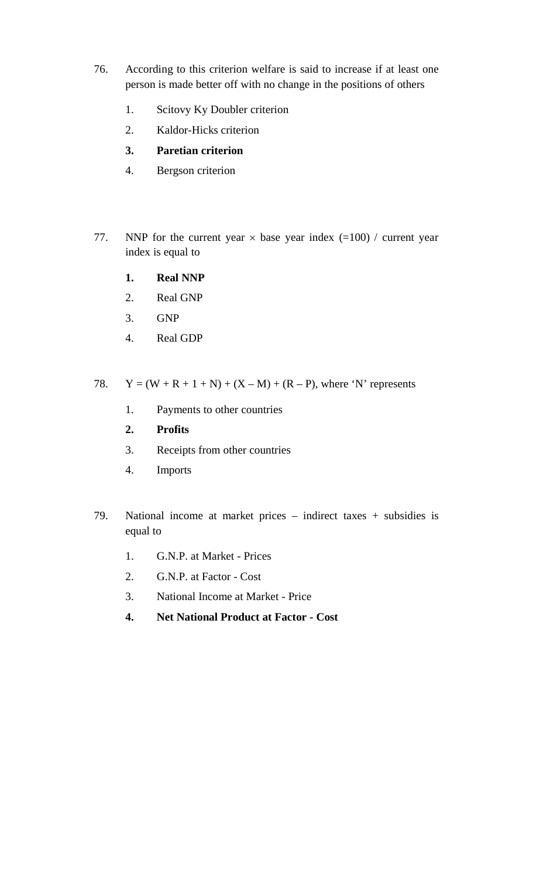76. According to this criterion welfare is said to increase if at least one person is made better off with no change in the positions of others

    1. Scitovy Ky Doubler criterion
    2. Kaldor-Hicks criterion
    3. **Paretian criterion**
    4. Bergson criterion

77. NNP for the current year × base year index (=100) / current year index is equal to

    1. **Real NNP**
    2. Real GNP
    3. GNP
    4. Real GDP

78. Y = (W + R + 1 + N) + (X – M) + (R – P), where 'N' represents

    1. Payments to other countries
    2. **Profits**
    3. Receipts from other countries
    4. Imports

79. National income at market prices – indirect taxes + subsidies is equal to

    1. G.N.P. at Market - Prices
    2. G.N.P. at Factor - Cost
    3. National Income at Market - Price
    4. **Net National Product at Factor - Cost**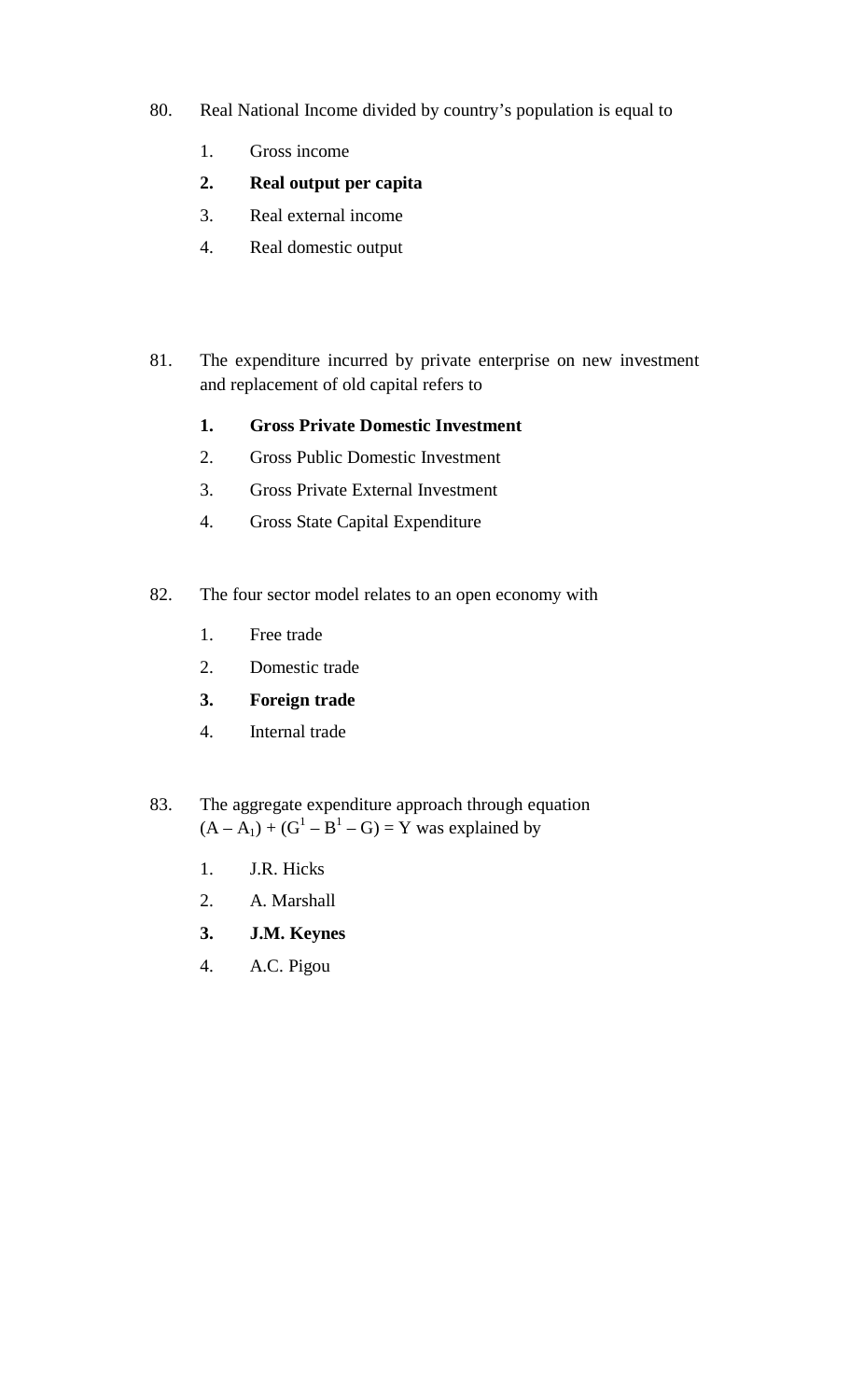80. Real National Income divided by country's population is equal to

    1. Gross income
    2. **Real output per capita**
    3. Real external income
    4. Real domestic output

81. The expenditure incurred by private enterprise on new investment and replacement of old capital refers to

    1. **Gross Private Domestic Investment**
    2. Gross Public Domestic Investment
    3. Gross Private External Investment
    4. Gross State Capital Expenditure

82. The four sector model relates to an open economy with

    1. Free trade
    2. Domestic trade
    3. **Foreign trade**
    4. Internal trade

83. The aggregate expenditure approach through equation $(A - A_1) + (G^1 - B^1 - G) = Y$ was explained by

    1. J.R. Hicks
    2. A. Marshall
    3. **J.M. Keynes**
    4. A.C. Pigou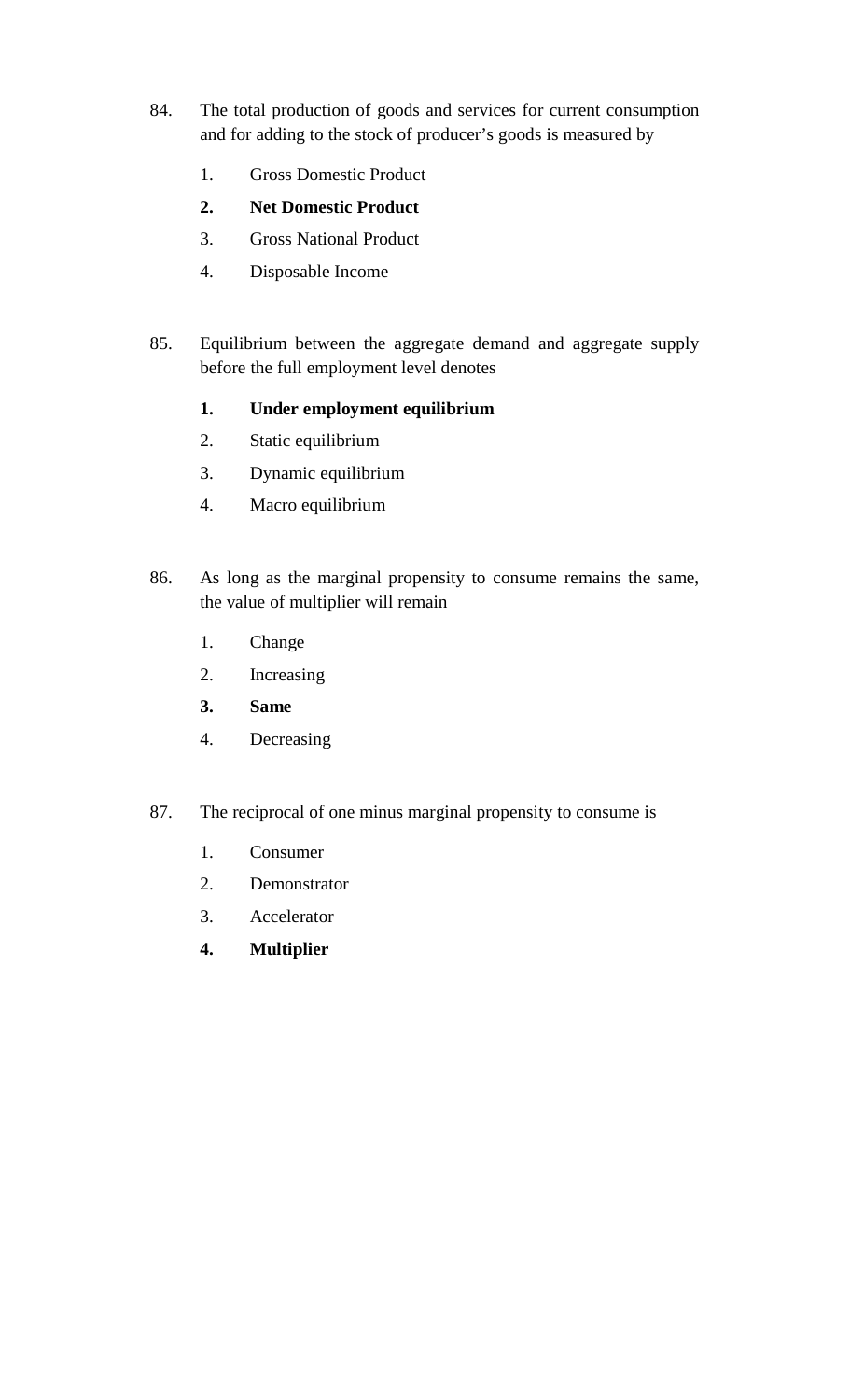84. The total production of goods and services for current consumption and for adding to the stock of producer's goods is measured by

    1. Gross Domestic Product
    **2. Net Domestic Product**
    3. Gross National Product
    4. Disposable Income

85. Equilibrium between the aggregate demand and aggregate supply before the full employment level denotes

    **1. Under employment equilibrium**
    2. Static equilibrium
    3. Dynamic equilibrium
    4. Macro equilibrium

86. As long as the marginal propensity to consume remains the same, the value of multiplier will remain

    1. Change
    2. Increasing
    **3. Same**
    4. Decreasing

87. The reciprocal of one minus marginal propensity to consume is

    1. Consumer
    2. Demonstrator
    3. Accelerator
    **4. Multiplier**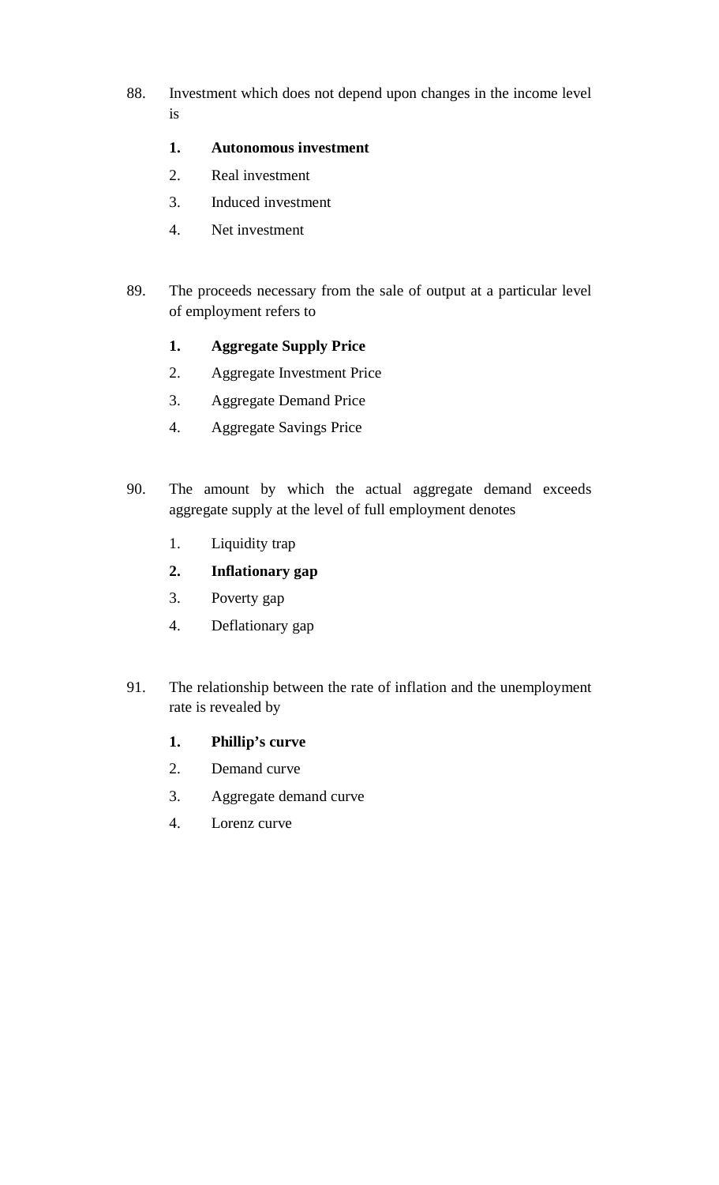88. Investment which does not depend upon changes in the income level is

   1. **Autonomous investment**
   2. Real investment
   3. Induced investment
   4. Net investment

89. The proceeds necessary from the sale of output at a particular level of employment refers to

   1. **Aggregate Supply Price**
   2. Aggregate Investment Price
   3. Aggregate Demand Price
   4. Aggregate Savings Price

90. The amount by which the actual aggregate demand exceeds aggregate supply at the level of full employment denotes

   1. Liquidity trap
   2. **Inflationary gap**
   3. Poverty gap
   4. Deflationary gap

91. The relationship between the rate of inflation and the unemployment rate is revealed by

   1. **Phillip's curve**
   2. Demand curve
   3. Aggregate demand curve
   4. Lorenz curve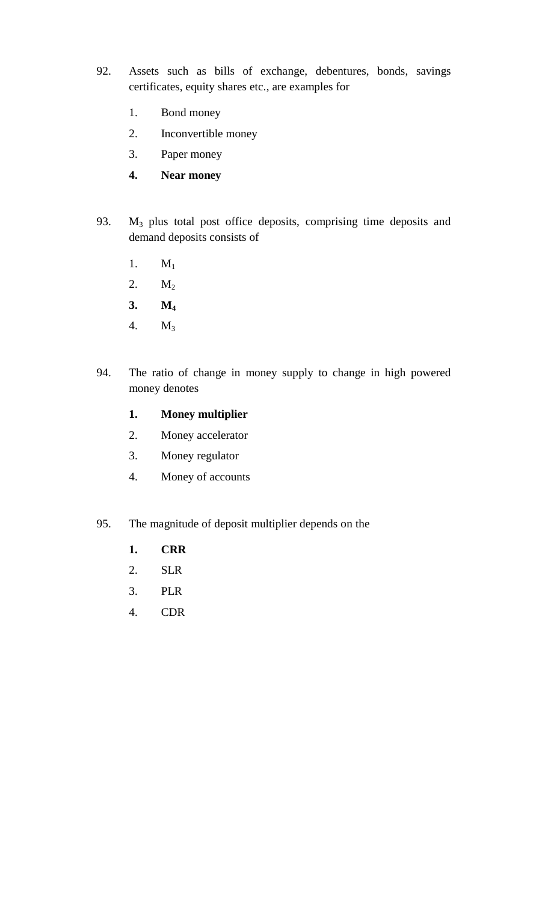92. Assets such as bills of exchange, debentures, bonds, savings certificates, equity shares etc., are examples for

    1. Bond money
    2. Inconvertible money
    3. Paper money
    4. **Near money**

93. $M_3$ plus total post office deposits, comprising time deposits and demand deposits consists of

    1. $M_1$
    2. $M_2$
    3. **$M_4$**
    4. $M_3$

94. The ratio of change in money supply to change in high powered money denotes

    1. **Money multiplier**
    2. Money accelerator
    3. Money regulator
    4. Money of accounts

95. The magnitude of deposit multiplier depends on the

    1. **CRR**
    2. SLR
    3. PLR
    4. CDR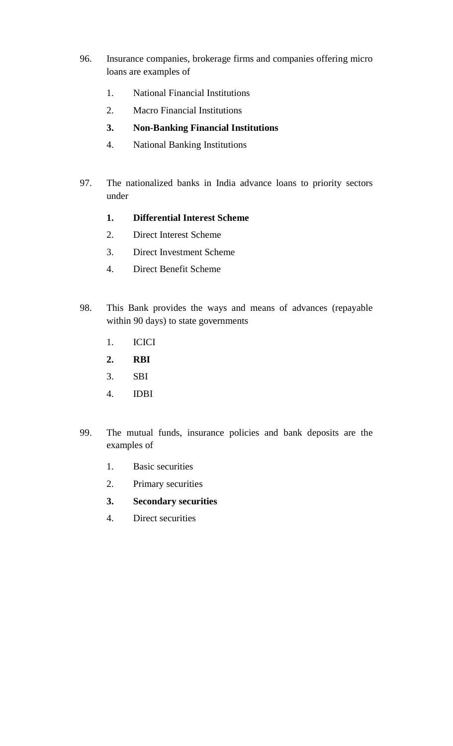96. Insurance companies, brokerage firms and companies offering micro loans are examples of

    1. National Financial Institutions
    2. Macro Financial Institutions
    3. **Non-Banking Financial Institutions**
    4. National Banking Institutions

97. The nationalized banks in India advance loans to priority sectors under

    1. **Differential Interest Scheme**
    2. Direct Interest Scheme
    3. Direct Investment Scheme
    4. Direct Benefit Scheme

98. This Bank provides the ways and means of advances (repayable within 90 days) to state governments

    1. ICICI
    2. **RBI**
    3. SBI
    4. IDBI

99. The mutual funds, insurance policies and bank deposits are the examples of

    1. Basic securities
    2. Primary securities
    3. **Secondary securities**
    4. Direct securities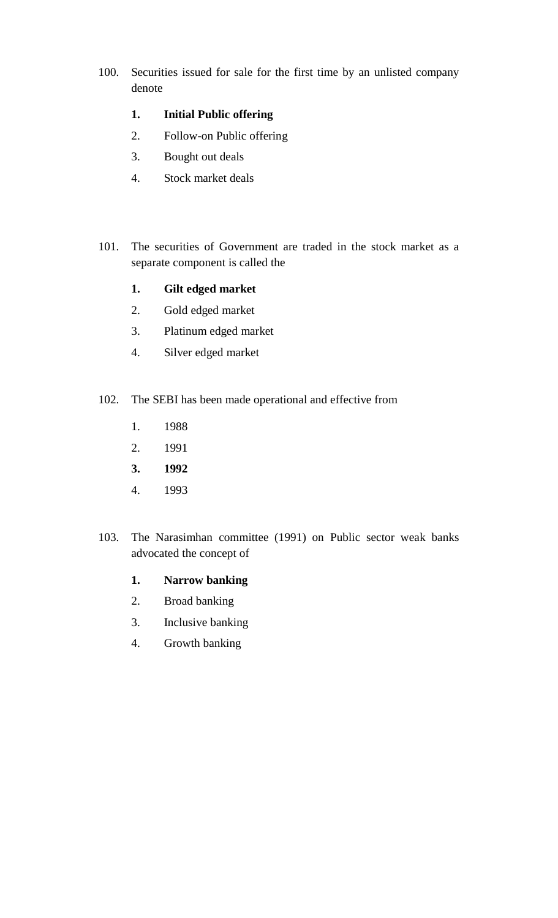100. Securities issued for sale for the first time by an unlisted company denote

    1. **Initial Public offering**
    2. Follow-on Public offering
    3. Bought out deals
    4. Stock market deals

101. The securities of Government are traded in the stock market as a separate component is called the

    1. **Gilt edged market**
    2. Gold edged market
    3. Platinum edged market
    4. Silver edged market

102. The SEBI has been made operational and effective from

    1. 1988
    2. 1991
    3. **1992**
    4. 1993

103. The Narasimhan committee (1991) on Public sector weak banks advocated the concept of

    1. **Narrow banking**
    2. Broad banking
    3. Inclusive banking
    4. Growth banking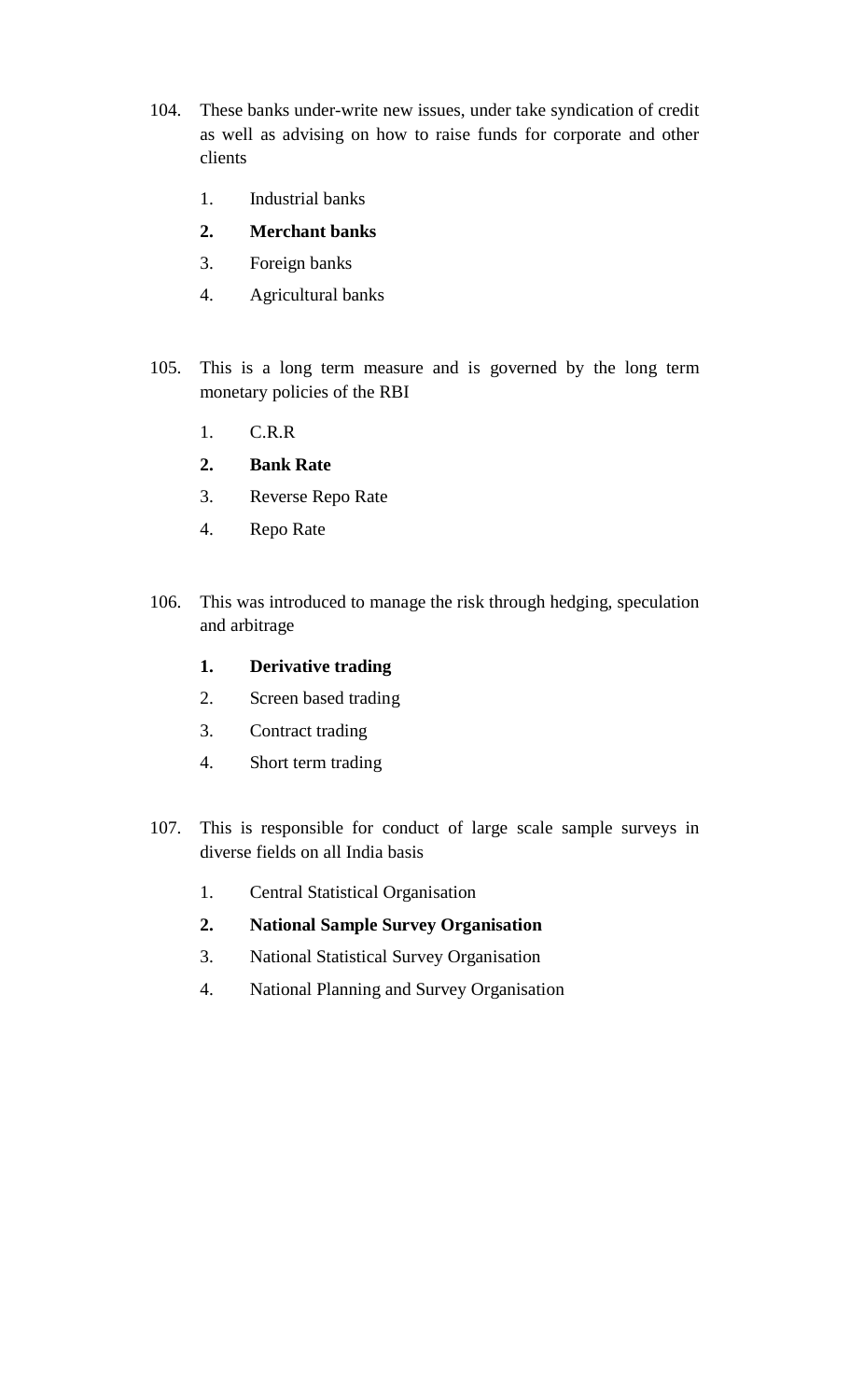104. These banks under-write new issues, under take syndication of credit as well as advising on how to raise funds for corporate and other clients

    1. Industrial banks
    2. **Merchant banks**
    3. Foreign banks
    4. Agricultural banks

105. This is a long term measure and is governed by the long term monetary policies of the RBI

    1. C.R.R
    2. **Bank Rate**
    3. Reverse Repo Rate
    4. Repo Rate

106. This was introduced to manage the risk through hedging, speculation and arbitrage

    1. **Derivative trading**
    2. Screen based trading
    3. Contract trading
    4. Short term trading

107. This is responsible for conduct of large scale sample surveys in diverse fields on all India basis

    1. Central Statistical Organisation
    2. **National Sample Survey Organisation**
    3. National Statistical Survey Organisation
    4. National Planning and Survey Organisation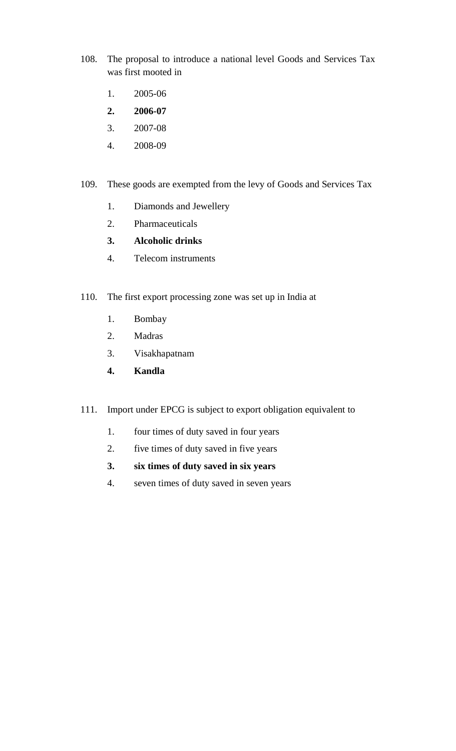108. The proposal to introduce a national level Goods and Services Tax was first mooted in

   1. 2005-06
   2. **2006-07**
   3. 2007-08
   4. 2008-09

109. These goods are exempted from the levy of Goods and Services Tax

   1. Diamonds and Jewellery
   2. Pharmaceuticals
   3. **Alcoholic drinks**
   4. Telecom instruments

110. The first export processing zone was set up in India at

   1. Bombay
   2. Madras
   3. Visakhapatnam
   4. **Kandla**

111. Import under EPCG is subject to export obligation equivalent to

   1. four times of duty saved in four years
   2. five times of duty saved in five years
   3. **six times of duty saved in six years**
   4. seven times of duty saved in seven years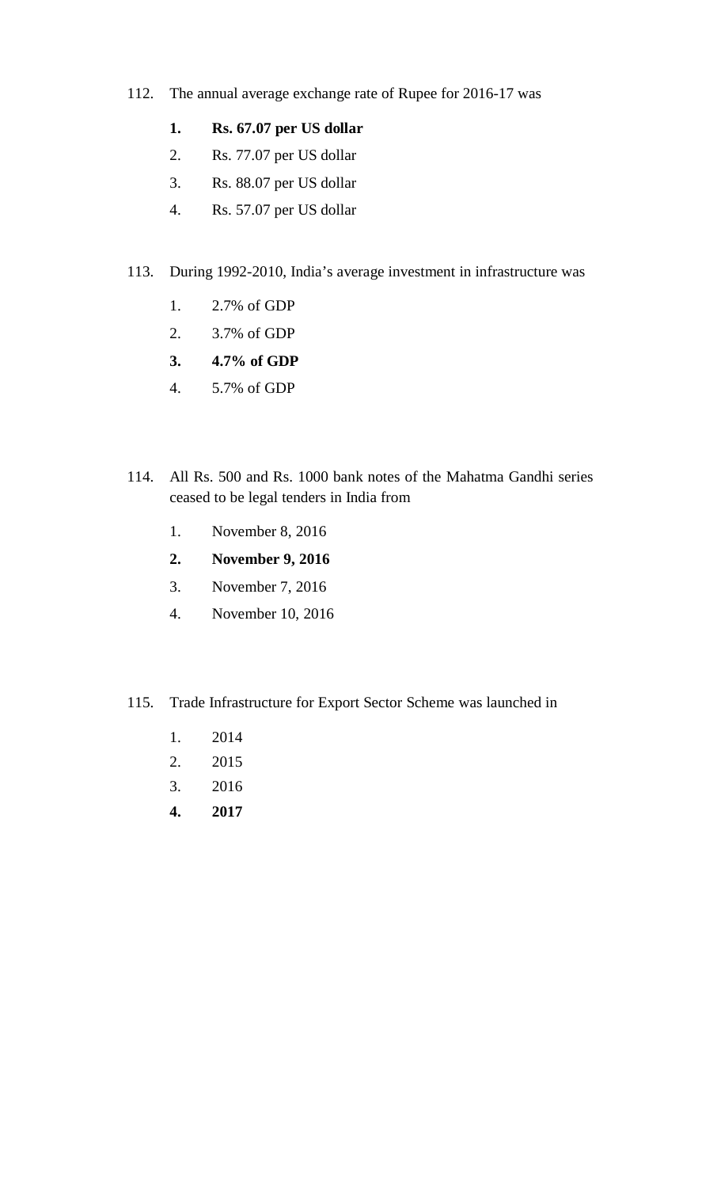112. The annual average exchange rate of Rupee for 2016-17 was

   **1. Rs. 67.07 per US dollar**

   2. Rs. 77.07 per US dollar

   3. Rs. 88.07 per US dollar

   4. Rs. 57.07 per US dollar

113. During 1992-2010, India's average investment in infrastructure was

   1. 2.7% of GDP

   2. 3.7% of GDP

   **3. 4.7% of GDP**

   4. 5.7% of GDP

114. All Rs. 500 and Rs. 1000 bank notes of the Mahatma Gandhi series ceased to be legal tenders in India from

   1. November 8, 2016

   **2. November 9, 2016**

   3. November 7, 2016

   4. November 10, 2016

115. Trade Infrastructure for Export Sector Scheme was launched in

   1. 2014

   2. 2015

   3. 2016

   **4. 2017**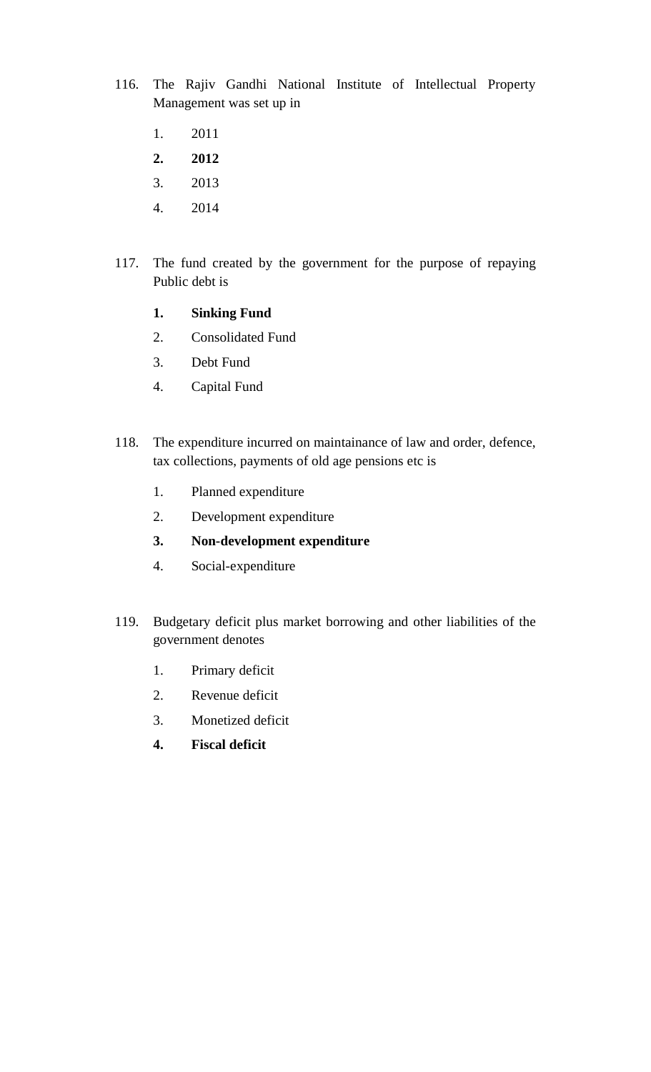116. The Rajiv Gandhi National Institute of Intellectual Property Management was set up in

   1. 2011
   **2. 2012**
   3. 2013
   4. 2014

117. The fund created by the government for the purpose of repaying Public debt is

   **1. Sinking Fund**
   2. Consolidated Fund
   3. Debt Fund
   4. Capital Fund

118. The expenditure incurred on maintainance of law and order, defence, tax collections, payments of old age pensions etc is

   1. Planned expenditure
   2. Development expenditure
   **3. Non-development expenditure**
   4. Social-expenditure

119. Budgetary deficit plus market borrowing and other liabilities of the government denotes

   1. Primary deficit
   2. Revenue deficit
   3. Monetized deficit
   **4. Fiscal deficit**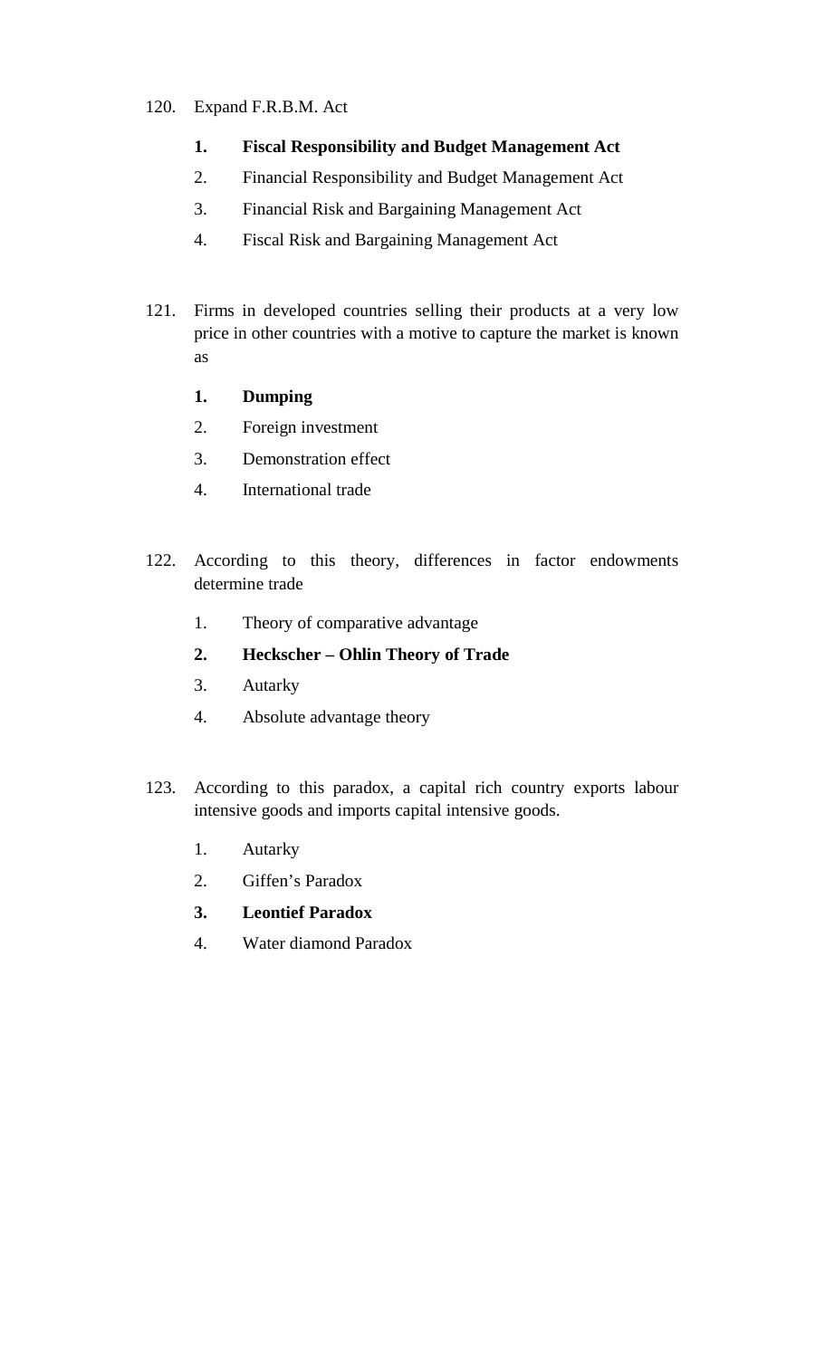120. Expand F.R.B.M. Act

   **1. Fiscal Responsibility and Budget Management Act**

   2. Financial Responsibility and Budget Management Act

   3. Financial Risk and Bargaining Management Act

   4. Fiscal Risk and Bargaining Management Act

121. Firms in developed countries selling their products at a very low price in other countries with a motive to capture the market is known as

   **1. Dumping**

   2. Foreign investment

   3. Demonstration effect

   4. International trade

122. According to this theory, differences in factor endowments determine trade

   1. Theory of comparative advantage

   **2. Heckscher – Ohlin Theory of Trade**

   3. Autarky

   4. Absolute advantage theory

123. According to this paradox, a capital rich country exports labour intensive goods and imports capital intensive goods.

   1. Autarky

   2. Giffen's Paradox

   **3. Leontief Paradox**

   4. Water diamond Paradox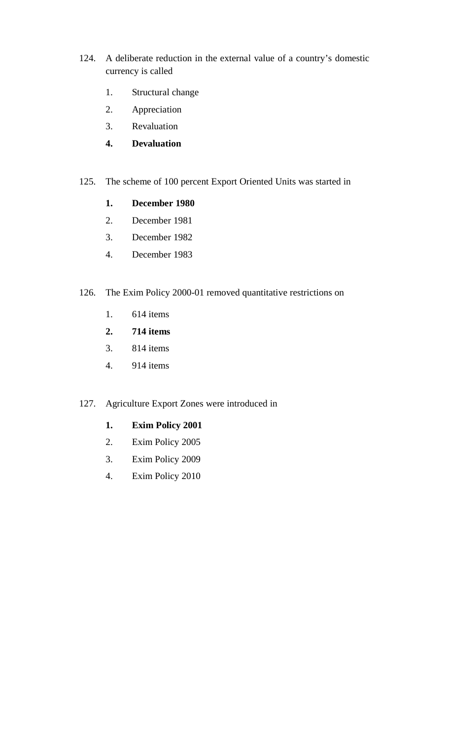124. A deliberate reduction in the external value of a country's domestic currency is called

   1. Structural change
   2. Appreciation
   3. Revaluation
   4. **Devaluation**

125. The scheme of 100 percent Export Oriented Units was started in

   1. **December 1980**
   2. December 1981
   3. December 1982
   4. December 1983

126. The Exim Policy 2000-01 removed quantitative restrictions on

   1. 614 items
   2. **714 items**
   3. 814 items
   4. 914 items

127. Agriculture Export Zones were introduced in

   1. **Exim Policy 2001**
   2. Exim Policy 2005
   3. Exim Policy 2009
   4. Exim Policy 2010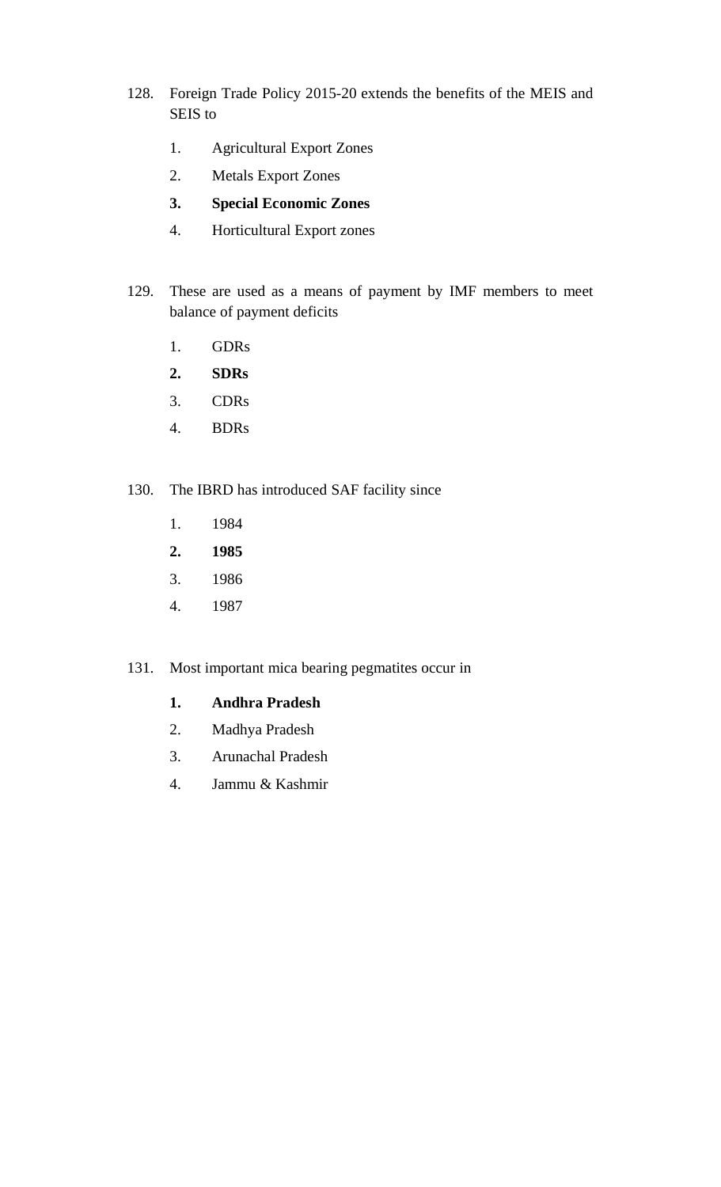128. Foreign Trade Policy 2015-20 extends the benefits of the MEIS and SEIS to

    1. Agricultural Export Zones
    2. Metals Export Zones
    3. **Special Economic Zones**
    4. Horticultural Export zones

129. These are used as a means of payment by IMF members to meet balance of payment deficits

    1. GDRs
    2. **SDRs**
    3. CDRs
    4. BDRs

130. The IBRD has introduced SAF facility since

    1. 1984
    2. **1985**
    3. 1986
    4. 1987

131. Most important mica bearing pegmatites occur in

    1. **Andhra Pradesh**
    2. Madhya Pradesh
    3. Arunachal Pradesh
    4. Jammu & Kashmir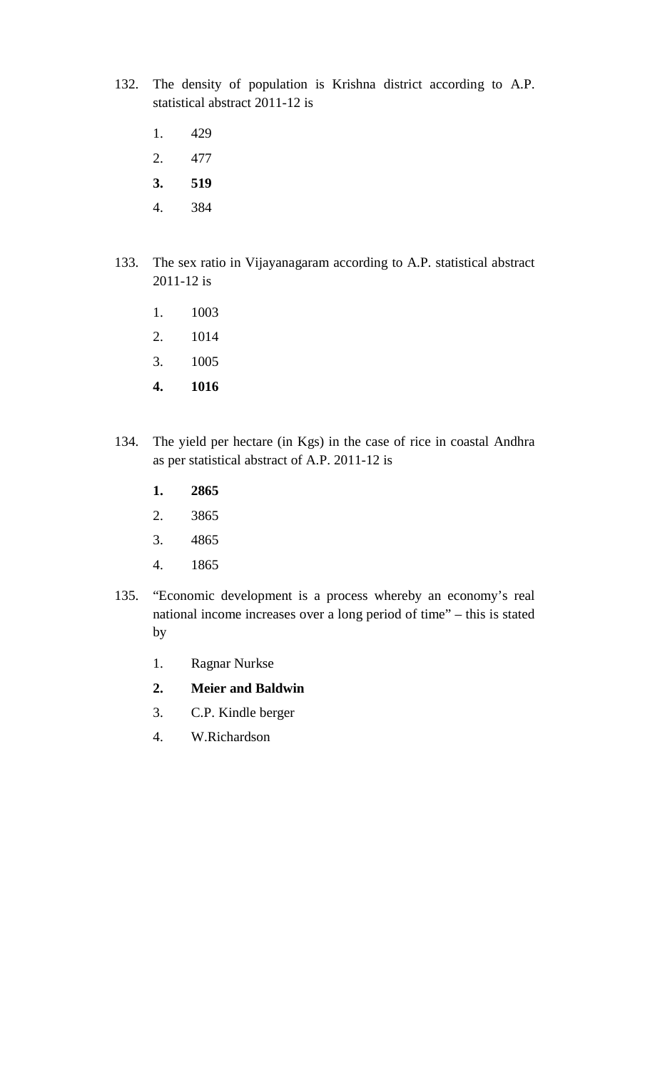132. The density of population is Krishna district according to A.P. statistical abstract 2011-12 is

    1. 429
    2. 477
    3. **519**
    4. 384

133. The sex ratio in Vijayanagaram according to A.P. statistical abstract 2011-12 is

    1. 1003
    2. 1014
    3. 1005
    4. **1016**

134. The yield per hectare (in Kgs) in the case of rice in coastal Andhra as per statistical abstract of A.P. 2011-12 is

    1. **2865**
    2. 3865
    3. 4865
    4. 1865

135. "Economic development is a process whereby an economy's real national income increases over a long period of time" – this is stated by

    1. Ragnar Nurkse
    2. **Meier and Baldwin**
    3. C.P. Kindle berger
    4. W.Richardson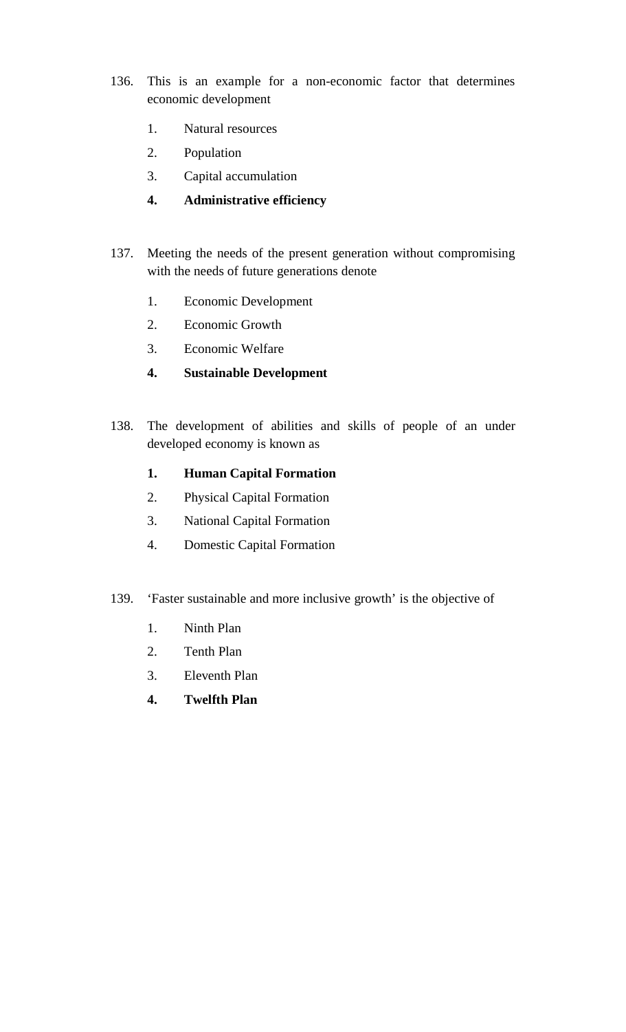136. This is an example for a non-economic factor that determines economic development

    1. Natural resources
    2. Population
    3. Capital accumulation
    4. **Administrative efficiency**

137. Meeting the needs of the present generation without compromising with the needs of future generations denote

    1. Economic Development
    2. Economic Growth
    3. Economic Welfare
    4. **Sustainable Development**

138. The development of abilities and skills of people of an under developed economy is known as

    1. **Human Capital Formation**
    2. Physical Capital Formation
    3. National Capital Formation
    4. Domestic Capital Formation

139. 'Faster sustainable and more inclusive growth' is the objective of

    1. Ninth Plan
    2. Tenth Plan
    3. Eleventh Plan
    4. **Twelfth Plan**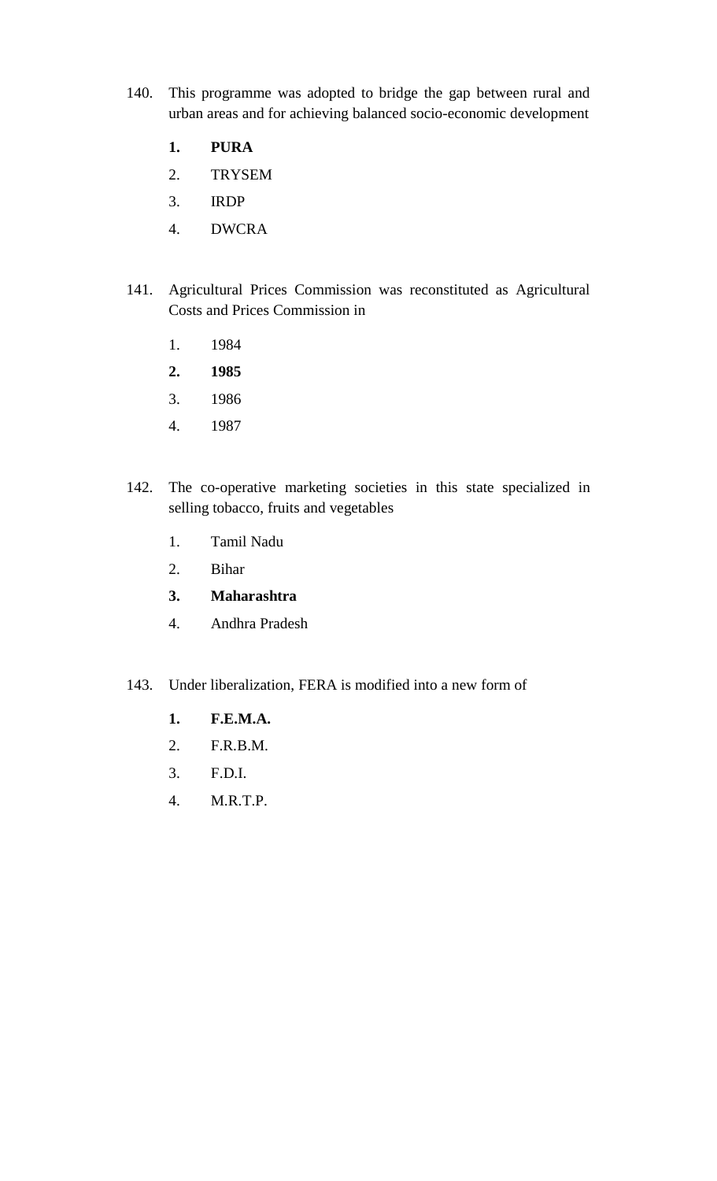140. This programme was adopted to bridge the gap between rural and urban areas and for achieving balanced socio-economic development

    **1. PURA**

    2. TRYSEM

    3. IRDP

    4. DWCRA

141. Agricultural Prices Commission was reconstituted as Agricultural Costs and Prices Commission in

    1. 1984

    **2. 1985**

    3. 1986

    4. 1987

142. The co-operative marketing societies in this state specialized in selling tobacco, fruits and vegetables

    1. Tamil Nadu

    2. Bihar

    **3. Maharashtra**

    4. Andhra Pradesh

143. Under liberalization, FERA is modified into a new form of

    **1. F.E.M.A.**

    2. F.R.B.M.

    3. F.D.I.

    4. M.R.T.P.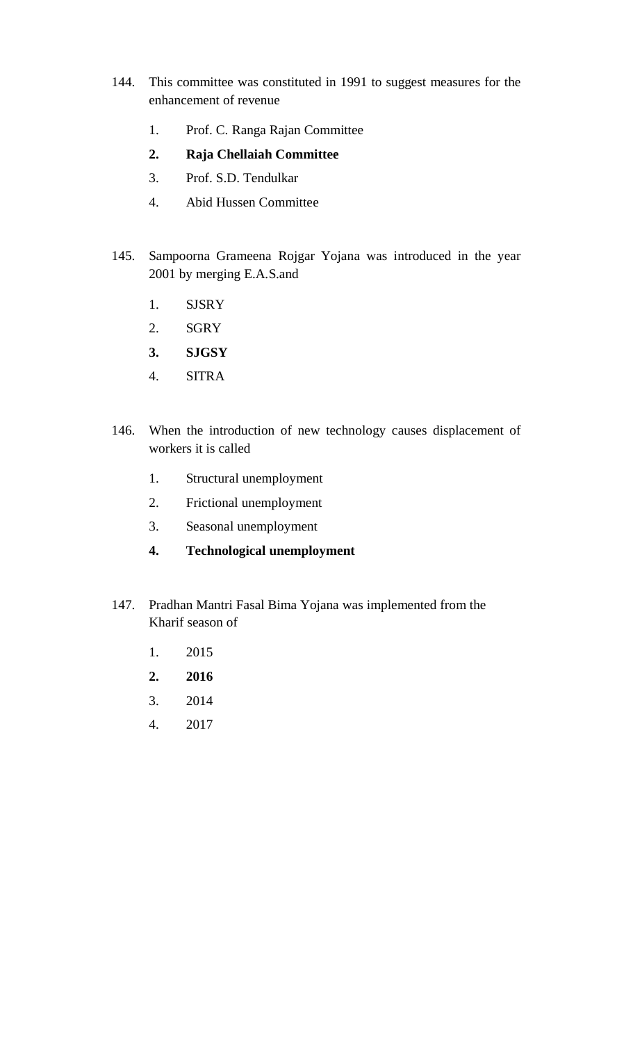144. This committee was constituted in 1991 to suggest measures for the enhancement of revenue

   1. Prof. C. Ranga Rajan Committee
   2. **Raja Chellaiah Committee**
   3. Prof. S.D. Tendulkar
   4. Abid Hussen Committee

145. Sampoorna Grameena Rojgar Yojana was introduced in the year 2001 by merging E.A.S.and

   1. SJSRY
   2. SGRY
   3. **SJGSY**
   4. SITRA

146. When the introduction of new technology causes displacement of workers it is called

   1. Structural unemployment
   2. Frictional unemployment
   3. Seasonal unemployment
   4. **Technological unemployment**

147. Pradhan Mantri Fasal Bima Yojana was implemented from the Kharif season of

   1. 2015
   2. **2016**
   3. 2014
   4. 2017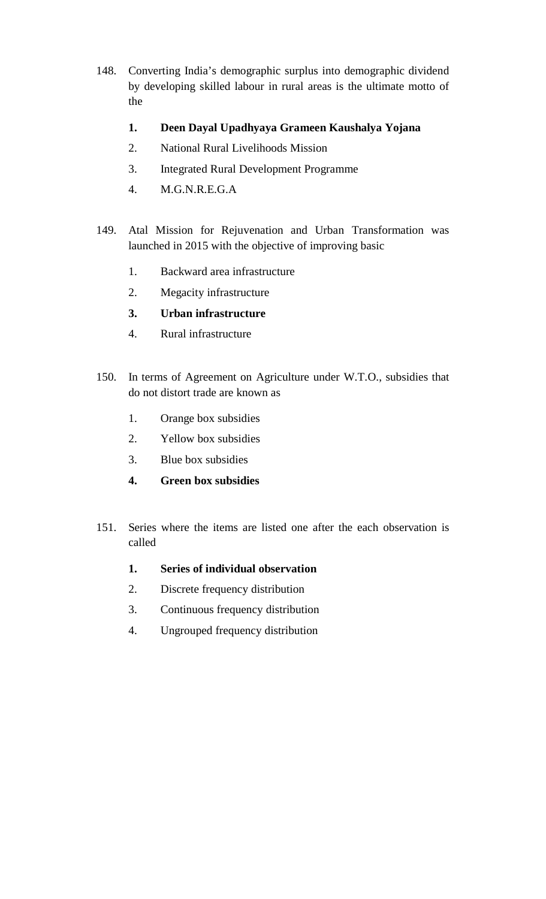148. Converting India's demographic surplus into demographic dividend by developing skilled labour in rural areas is the ultimate motto of the

    **1. Deen Dayal Upadhyaya Grameen Kaushalya Yojana**

    2. National Rural Livelihoods Mission

    3. Integrated Rural Development Programme

    4. M.G.N.R.E.G.A

149. Atal Mission for Rejuvenation and Urban Transformation was launched in 2015 with the objective of improving basic

    1. Backward area infrastructure

    2. Megacity infrastructure

    **3. Urban infrastructure**

    4. Rural infrastructure

150. In terms of Agreement on Agriculture under W.T.O., subsidies that do not distort trade are known as

    1. Orange box subsidies

    2. Yellow box subsidies

    3. Blue box subsidies

    **4. Green box subsidies**

151. Series where the items are listed one after the each observation is called

    **1. Series of individual observation**

    2. Discrete frequency distribution

    3. Continuous frequency distribution

    4. Ungrouped frequency distribution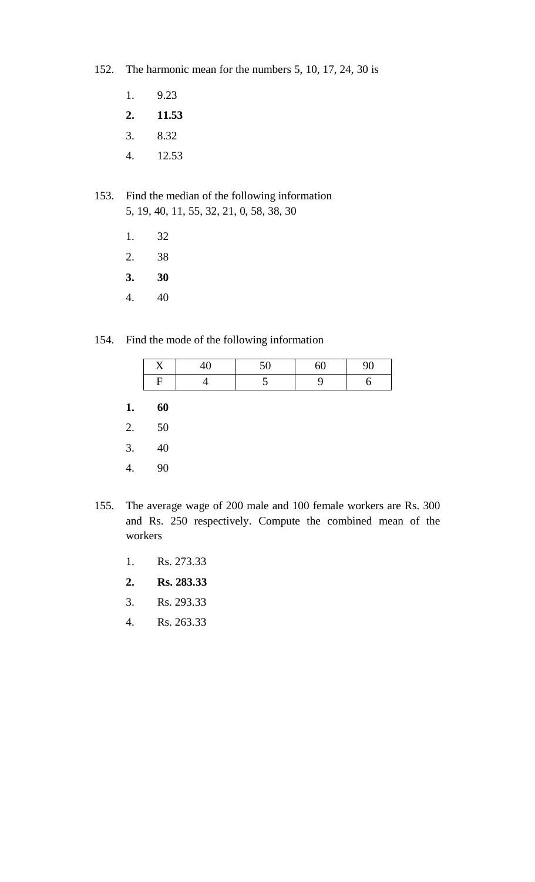152. The harmonic mean for the numbers 5, 10, 17, 24, 30 is

1. 9.23
2. **11.53**
3. 8.32
4. 12.53

153. Find the median of the following information
5, 19, 40, 11, 55, 32, 21, 0, 58, 38, 30

1. 32
2. 38
3. **30**
4. 40

154. Find the mode of the following information

| X | 40 | 50 | 60 | 90 |
|---|---|---|---|---|
| F | 4 | 5 | 9 | 6 |

1. **60**
2. 50
3. 40
4. 90

155. The average wage of 200 male and 100 female workers are Rs. 300 and Rs. 250 respectively. Compute the combined mean of the workers

1. Rs. 273.33
2. **Rs. 283.33**
3. Rs. 293.33
4. Rs. 263.33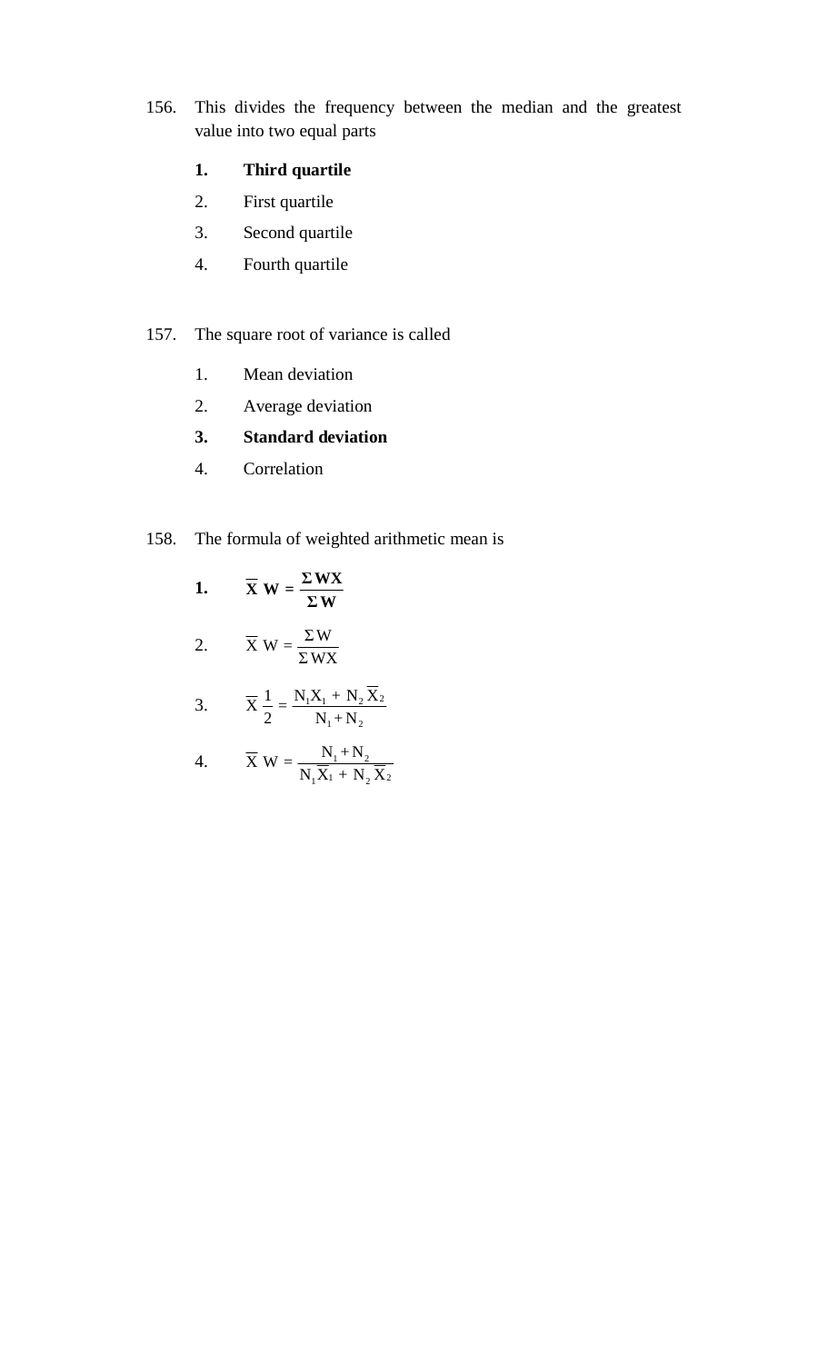156. This divides the frequency between the median and the greatest value into two equal parts

   **1. Third quartile**

   2. First quartile

   3. Second quartile

   4. Fourth quartile

157. The square root of variance is called

   1. Mean deviation

   2. Average deviation

   **3. Standard deviation**

   4. Correlation

158. The formula of weighted arithmetic mean is

   **1.** $\mathbf{\overline{X}\,W = \frac{\Sigma\,WX}{\Sigma\,W}}$

   2. $\overline{X}\,W = \frac{\Sigma\,W}{\Sigma\,WX}$

   3. $\overline{X}\,\frac{1}{2} = \frac{N_1X_1 + N_2\,\overline{X}_2}{N_1 + N_2}$

   4. $\overline{X}\,W = \frac{N_1 + N_2}{N_1\overline{X}_1 + N_2\,\overline{X}_2}$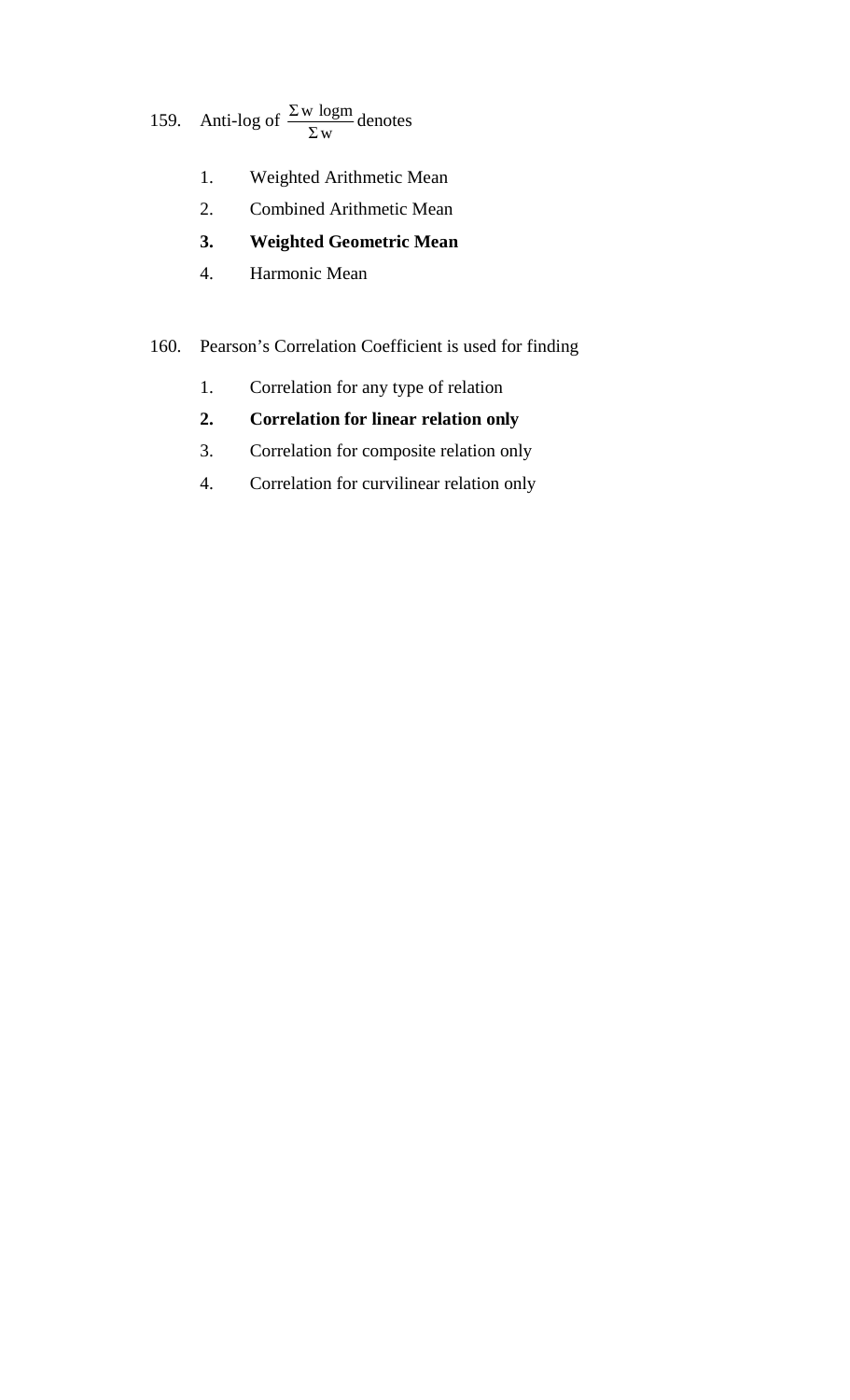159. Anti-log of $\frac{\Sigma w \ \log m}{\Sigma w}$ denotes

1. Weighted Arithmetic Mean
2. Combined Arithmetic Mean
3. **Weighted Geometric Mean**
4. Harmonic Mean

160. Pearson's Correlation Coefficient is used for finding

1. Correlation for any type of relation
2. **Correlation for linear relation only**
3. Correlation for composite relation only
4. Correlation for curvilinear relation only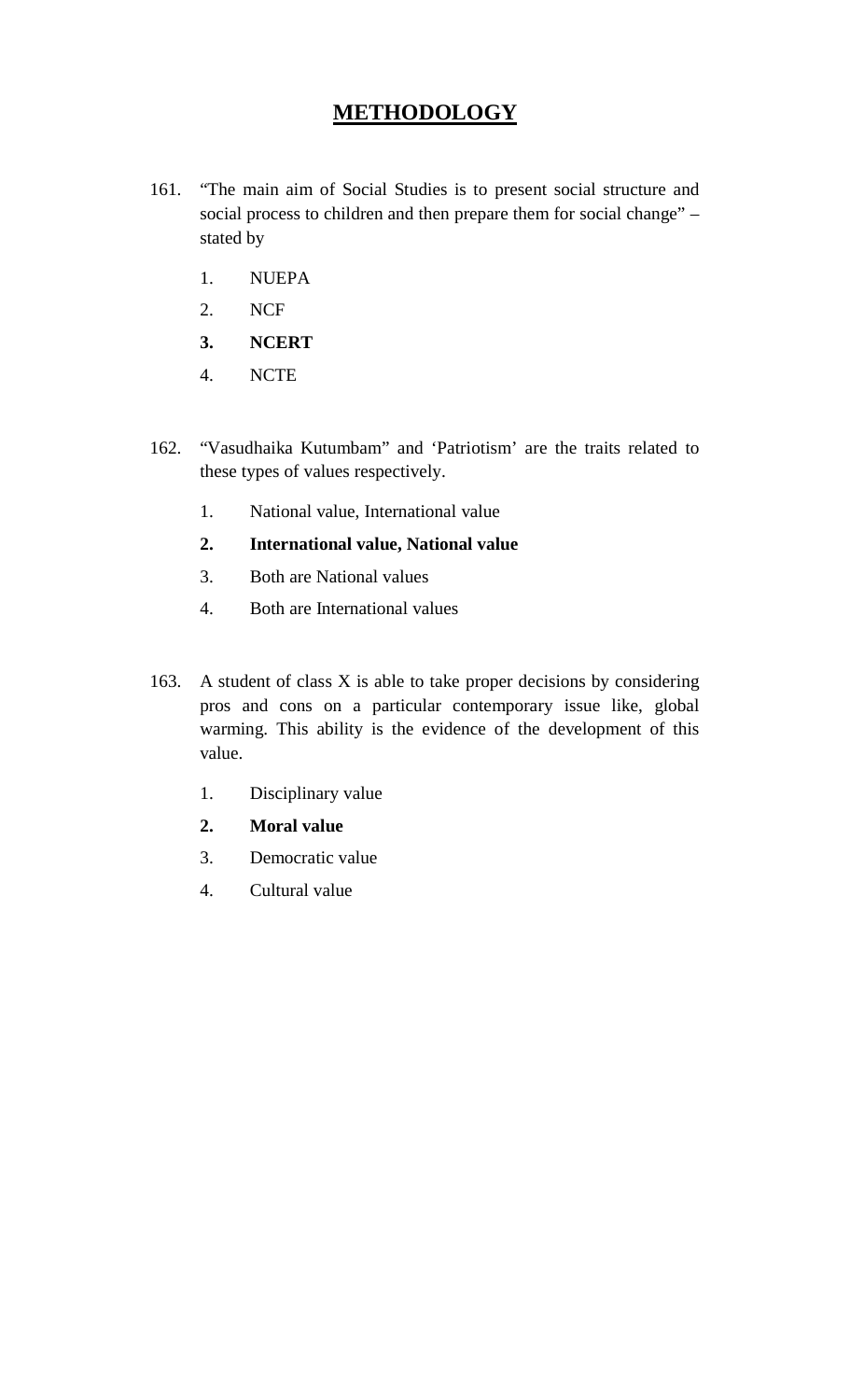# METHODOLOGY

161. "The main aim of Social Studies is to present social structure and social process to children and then prepare them for social change" – stated by

    1. NUEPA
    2. NCF
    3. **NCERT**
    4. NCTE

162. "Vasudhaika Kutumbam" and 'Patriotism' are the traits related to these types of values respectively.

    1. National value, International value
    2. **International value, National value**
    3. Both are National values
    4. Both are International values

163. A student of class X is able to take proper decisions by considering pros and cons on a particular contemporary issue like, global warming. This ability is the evidence of the development of this value.

    1. Disciplinary value
    2. **Moral value**
    3. Democratic value
    4. Cultural value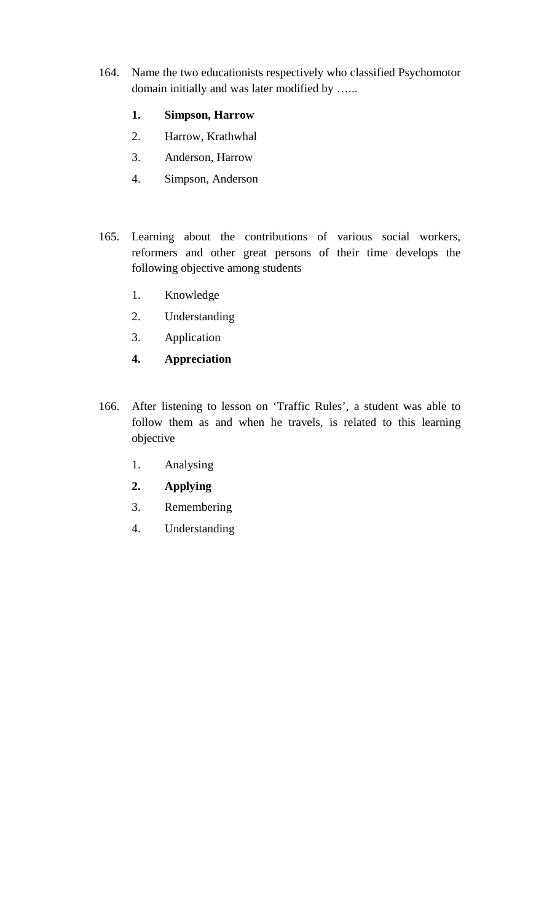164. Name the two educationists respectively who classified Psychomotor domain initially and was later modified by …...

   **1. Simpson, Harrow**

   2. Harrow, Krathwhal

   3. Anderson, Harrow

   4. Simpson, Anderson

165. Learning about the contributions of various social workers, reformers and other great persons of their time develops the following objective among students

   1. Knowledge

   2. Understanding

   3. Application

   **4. Appreciation**

166. After listening to lesson on 'Traffic Rules', a student was able to follow them as and when he travels, is related to this learning objective

   1. Analysing

   **2. Applying**

   3. Remembering

   4. Understanding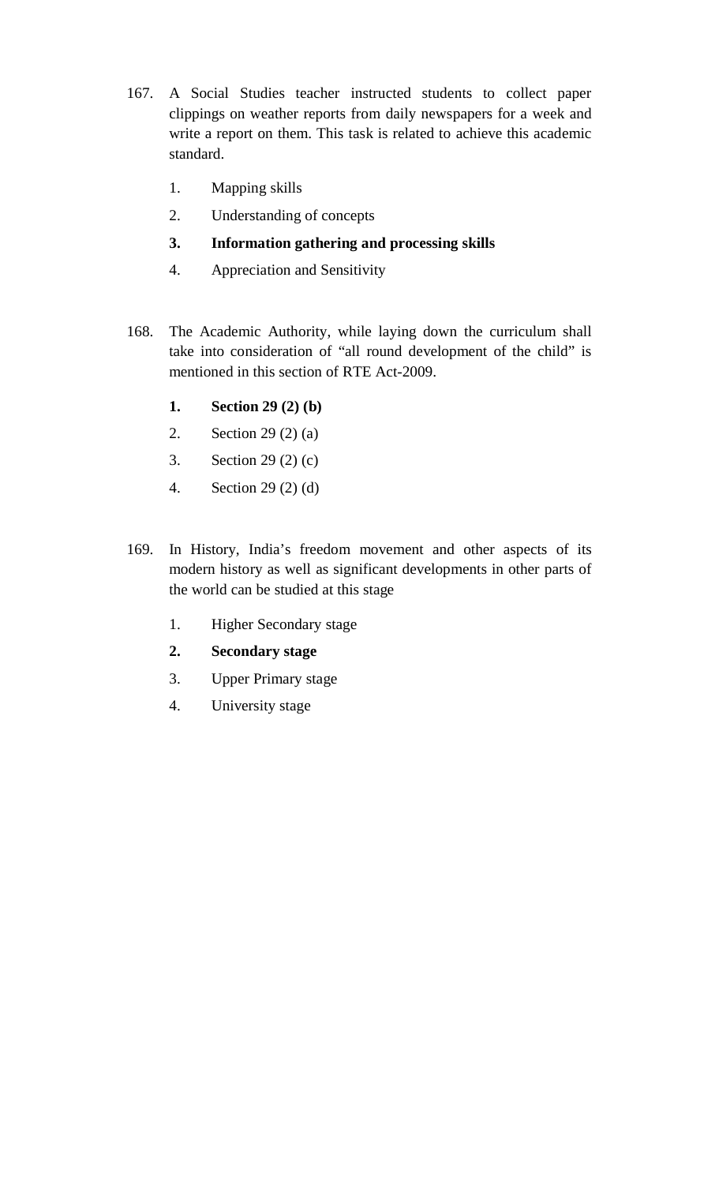167. A Social Studies teacher instructed students to collect paper clippings on weather reports from daily newspapers for a week and write a report on them. This task is related to achieve this academic standard.

    1. Mapping skills
    2. Understanding of concepts
    3. **Information gathering and processing skills**
    4. Appreciation and Sensitivity

168. The Academic Authority, while laying down the curriculum shall take into consideration of “all round development of the child” is mentioned in this section of RTE Act-2009.

    1. **Section 29 (2) (b)**
    2. Section 29 (2) (a)
    3. Section 29 (2) (c)
    4. Section 29 (2) (d)

169. In History, India’s freedom movement and other aspects of its modern history as well as significant developments in other parts of the world can be studied at this stage

    1. Higher Secondary stage
    2. **Secondary stage**
    3. Upper Primary stage
    4. University stage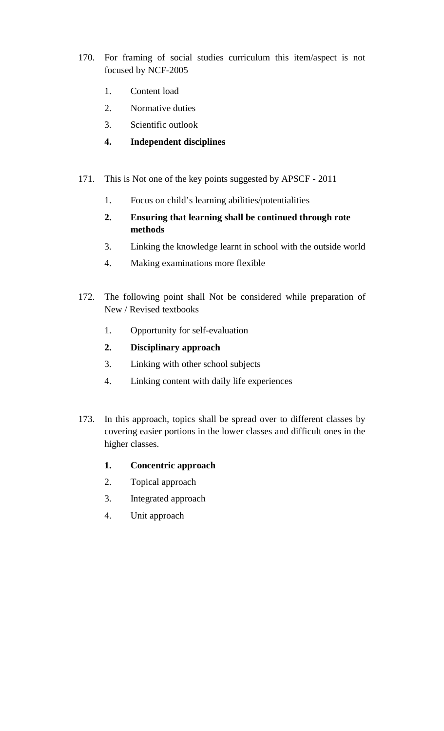170. For framing of social studies curriculum this item/aspect is not focused by NCF-2005

    1. Content load
    2. Normative duties
    3. Scientific outlook
    4. **Independent disciplines**

171. This is Not one of the key points suggested by APSCF - 2011

    1. Focus on child’s learning abilities/potentialities
    2. **Ensuring that learning shall be continued through rote methods**
    3. Linking the knowledge learnt in school with the outside world
    4. Making examinations more flexible

172. The following point shall Not be considered while preparation of New / Revised textbooks

    1. Opportunity for self-evaluation
    2. **Disciplinary approach**
    3. Linking with other school subjects
    4. Linking content with daily life experiences

173. In this approach, topics shall be spread over to different classes by covering easier portions in the lower classes and difficult ones in the higher classes.

    1. **Concentric approach**
    2. Topical approach
    3. Integrated approach
    4. Unit approach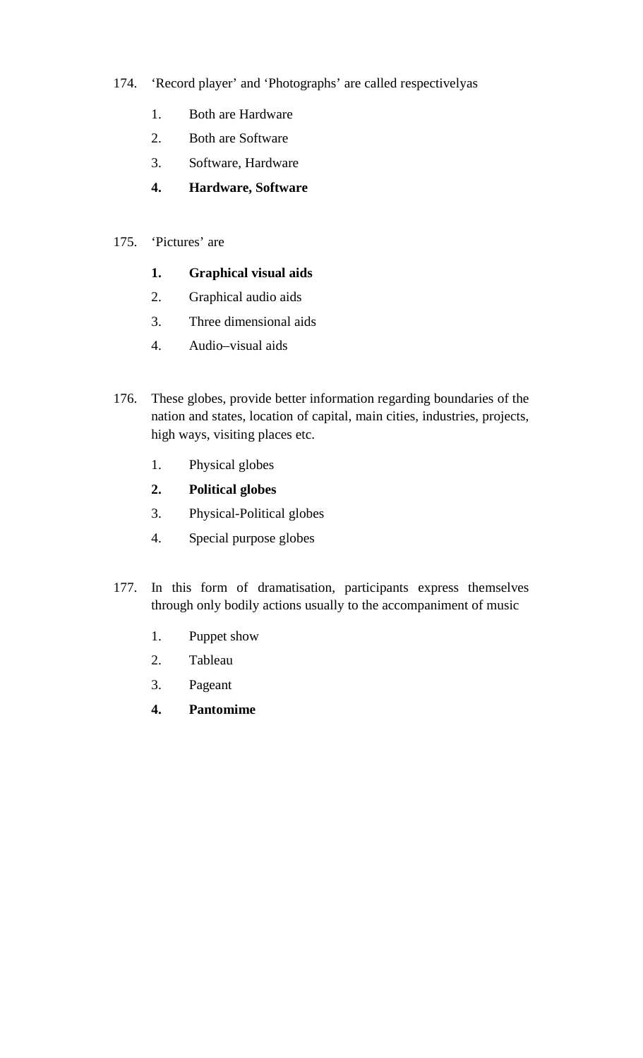174. ‘Record player’ and ‘Photographs’ are called respectivelyas

1. Both are Hardware
2. Both are Software
3. Software, Hardware
4. **Hardware, Software**

175. ‘Pictures’ are

1. **Graphical visual aids**
2. Graphical audio aids
3. Three dimensional aids
4. Audio–visual aids

176. These globes, provide better information regarding boundaries of the nation and states, location of capital, main cities, industries, projects, high ways, visiting places etc.

1. Physical globes
2. **Political globes**
3. Physical-Political globes
4. Special purpose globes

177. In this form of dramatisation, participants express themselves through only bodily actions usually to the accompaniment of music

1. Puppet show
2. Tableau
3. Pageant
4. **Pantomime**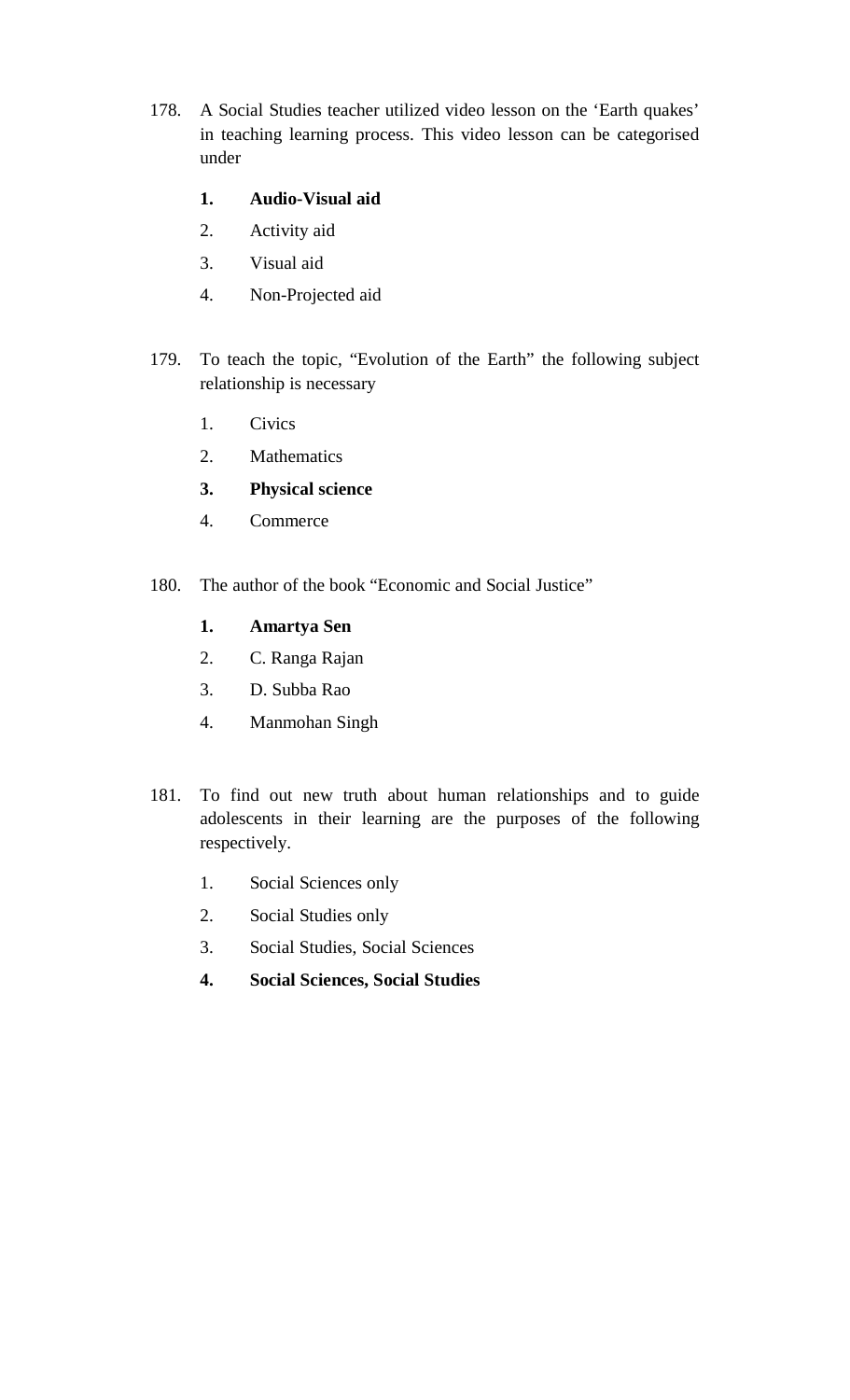178. A Social Studies teacher utilized video lesson on the 'Earth quakes' in teaching learning process. This video lesson can be categorised under

   **1. Audio-Visual aid**

   2. Activity aid

   3. Visual aid

   4. Non-Projected aid

179. To teach the topic, "Evolution of the Earth" the following subject relationship is necessary

   1. Civics

   2. Mathematics

   **3. Physical science**

   4. Commerce

180. The author of the book "Economic and Social Justice"

   **1. Amartya Sen**

   2. C. Ranga Rajan

   3. D. Subba Rao

   4. Manmohan Singh

181. To find out new truth about human relationships and to guide adolescents in their learning are the purposes of the following respectively.

   1. Social Sciences only

   2. Social Studies only

   3. Social Studies, Social Sciences

   **4. Social Sciences, Social Studies**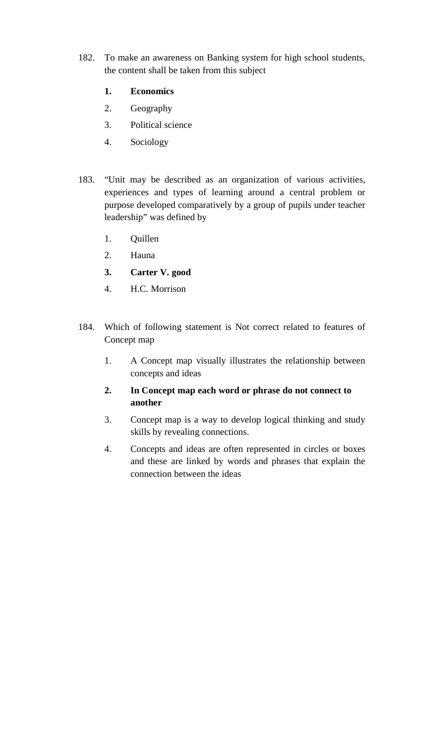182. To make an awareness on Banking system for high school students, the content shall be taken from this subject

   **1. Economics**

   2. Geography

   3. Political science

   4. Sociology

183. "Unit may be described as an organization of various activities, experiences and types of learning around a central problem or purpose developed comparatively by a group of pupils under teacher leadership" was defined by

   1. Quillen

   2. Hauna

   **3. Carter V. good**

   4. H.C. Morrison

184. Which of following statement is Not correct related to features of Concept map

   1. A Concept map visually illustrates the relationship between concepts and ideas

   **2. In Concept map each word or phrase do not connect to another**

   3. Concept map is a way to develop logical thinking and study skills by revealing connections.

   4. Concepts and ideas are often represented in circles or boxes and these are linked by words and phrases that explain the connection between the ideas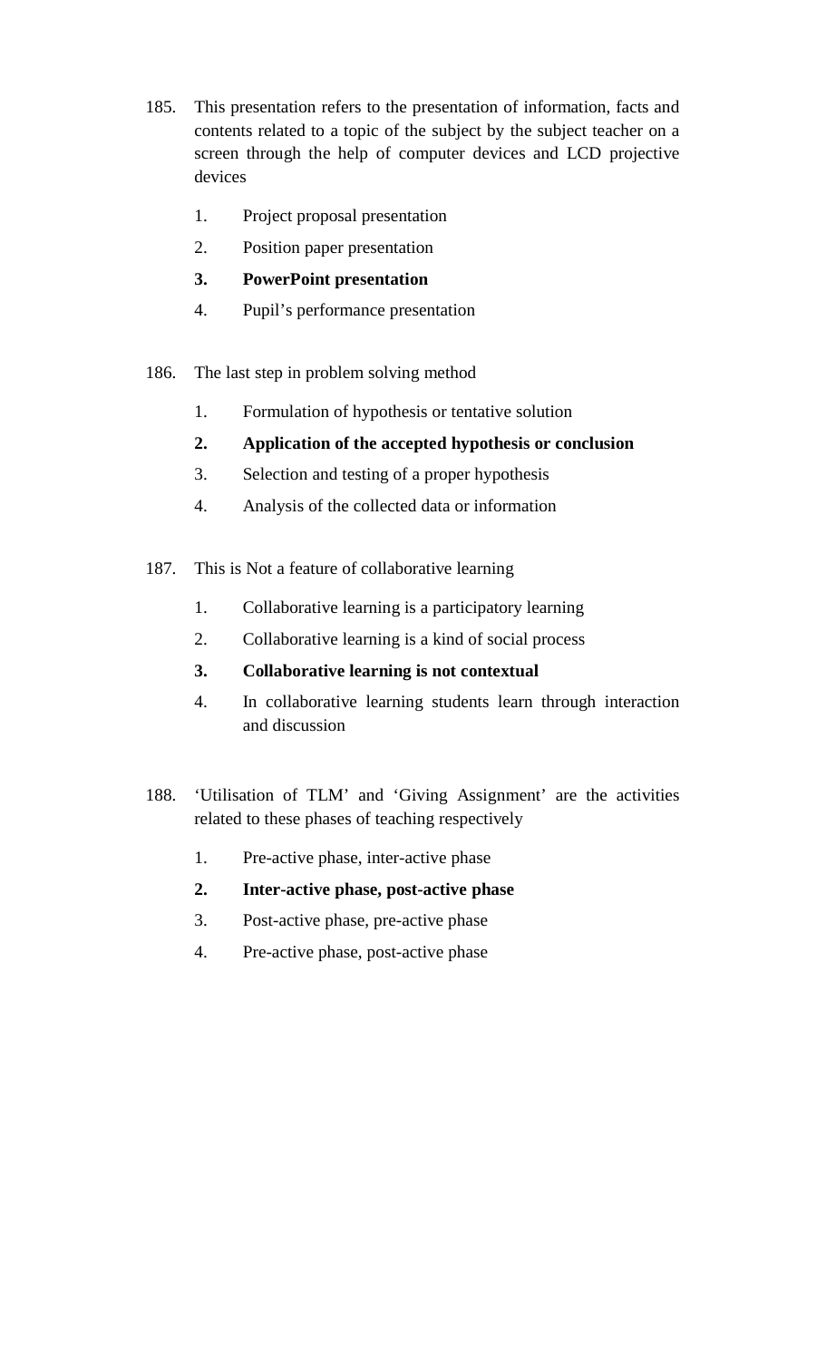185. This presentation refers to the presentation of information, facts and contents related to a topic of the subject by the subject teacher on a screen through the help of computer devices and LCD projective devices

    1. Project proposal presentation
    2. Position paper presentation
    3. **PowerPoint presentation**
    4. Pupil's performance presentation

186. The last step in problem solving method

    1. Formulation of hypothesis or tentative solution
    2. **Application of the accepted hypothesis or conclusion**
    3. Selection and testing of a proper hypothesis
    4. Analysis of the collected data or information

187. This is Not a feature of collaborative learning

    1. Collaborative learning is a participatory learning
    2. Collaborative learning is a kind of social process
    3. **Collaborative learning is not contextual**
    4. In collaborative learning students learn through interaction and discussion

188. 'Utilisation of TLM' and 'Giving Assignment' are the activities related to these phases of teaching respectively

    1. Pre-active phase, inter-active phase
    2. **Inter-active phase, post-active phase**
    3. Post-active phase, pre-active phase
    4. Pre-active phase, post-active phase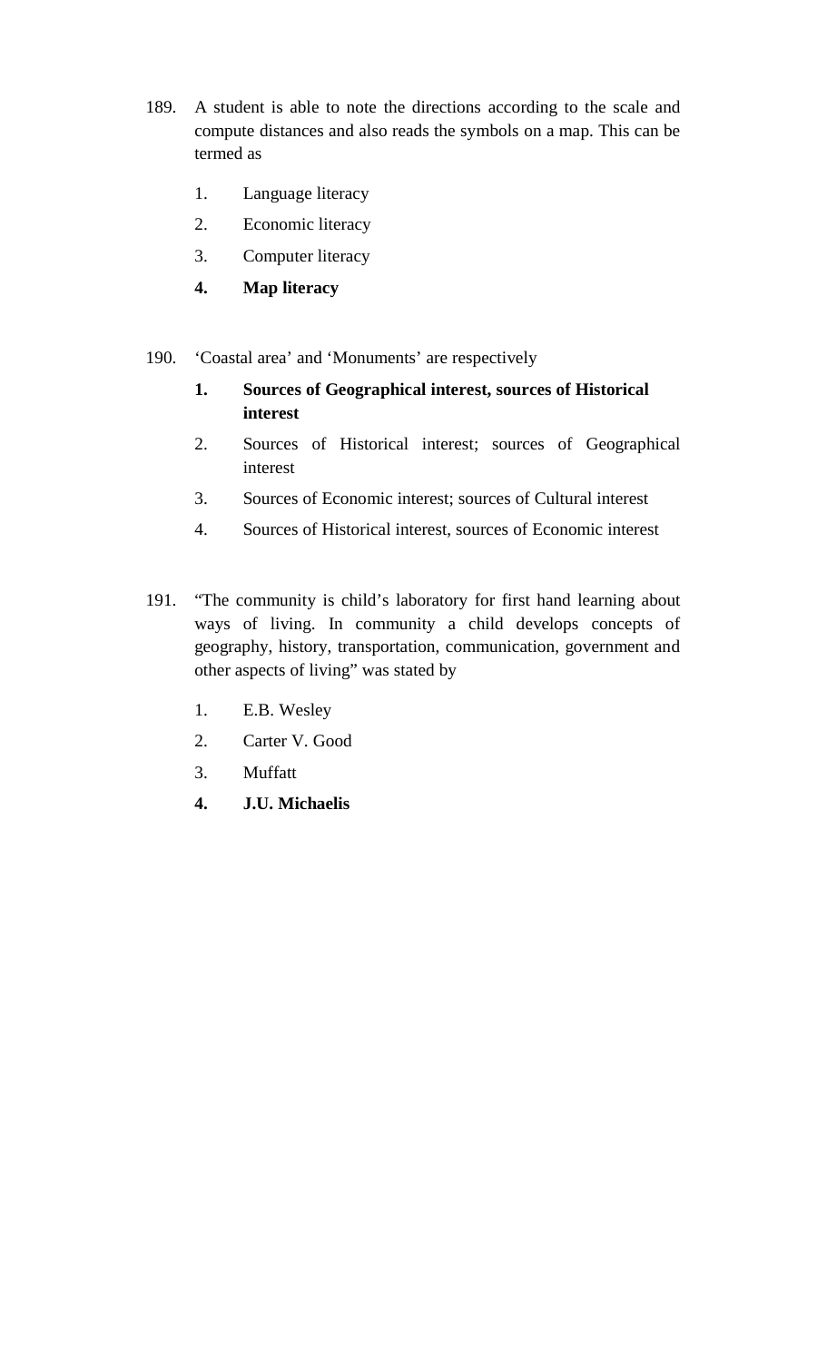189. A student is able to note the directions according to the scale and compute distances and also reads the symbols on a map. This can be termed as

    1. Language literacy
    2. Economic literacy
    3. Computer literacy
    4. **Map literacy**

190. 'Coastal area' and 'Monuments' are respectively

    1. **Sources of Geographical interest, sources of Historical interest**
    2. Sources of Historical interest; sources of Geographical interest
    3. Sources of Economic interest; sources of Cultural interest
    4. Sources of Historical interest, sources of Economic interest

191. "The community is child's laboratory for first hand learning about ways of living. In community a child develops concepts of geography, history, transportation, communication, government and other aspects of living" was stated by

    1. E.B. Wesley
    2. Carter V. Good
    3. Muffatt
    4. **J.U. Michaelis**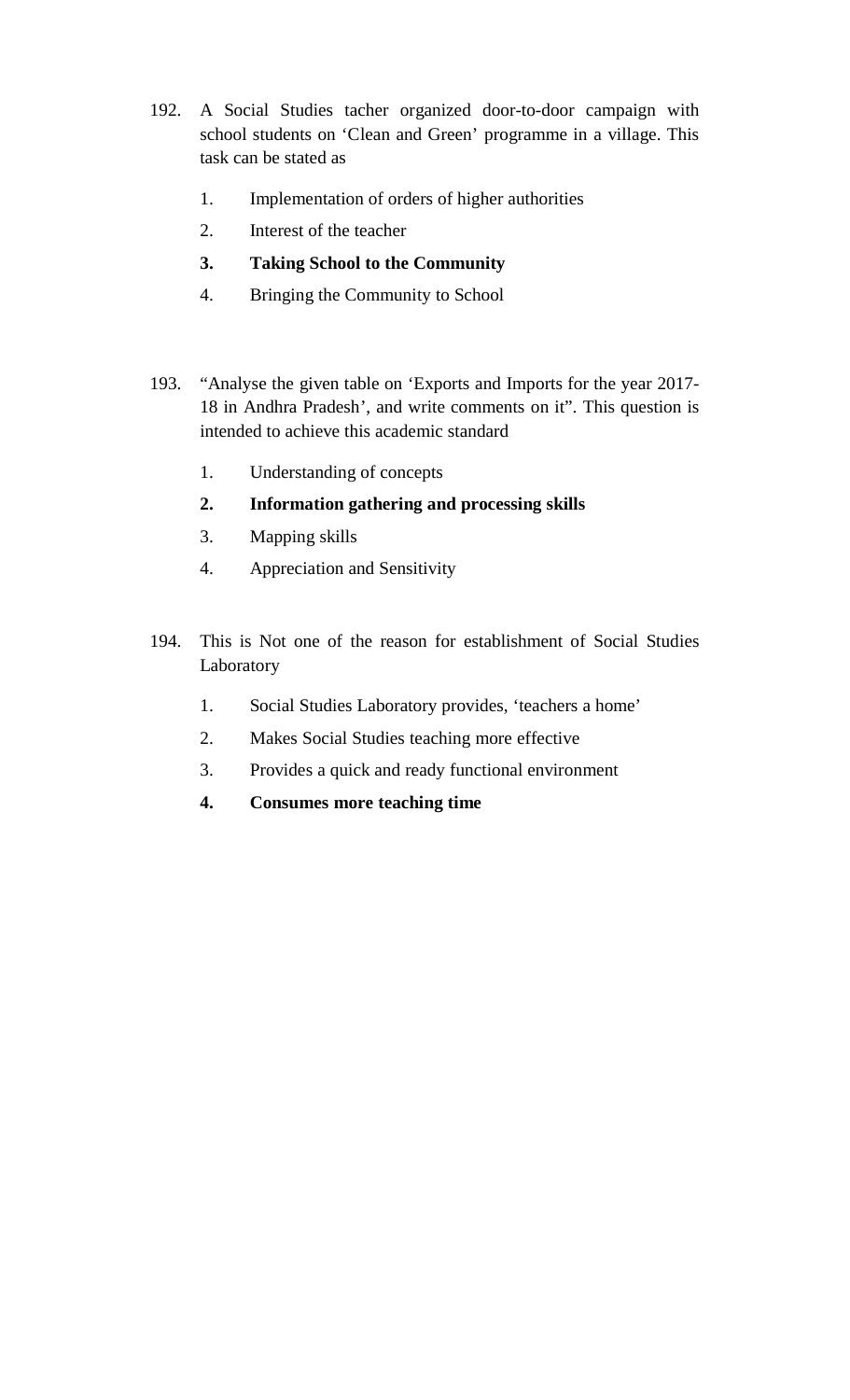192. A Social Studies tacher organized door-to-door campaign with school students on 'Clean and Green' programme in a village. This task can be stated as

   1. Implementation of orders of higher authorities
   2. Interest of the teacher
   3. **Taking School to the Community**
   4. Bringing the Community to School

193. "Analyse the given table on 'Exports and Imports for the year 2017-18 in Andhra Pradesh', and write comments on it". This question is intended to achieve this academic standard

   1. Understanding of concepts
   2. **Information gathering and processing skills**
   3. Mapping skills
   4. Appreciation and Sensitivity

194. This is Not one of the reason for establishment of Social Studies Laboratory

   1. Social Studies Laboratory provides, 'teachers a home'
   2. Makes Social Studies teaching more effective
   3. Provides a quick and ready functional environment
   4. **Consumes more teaching time**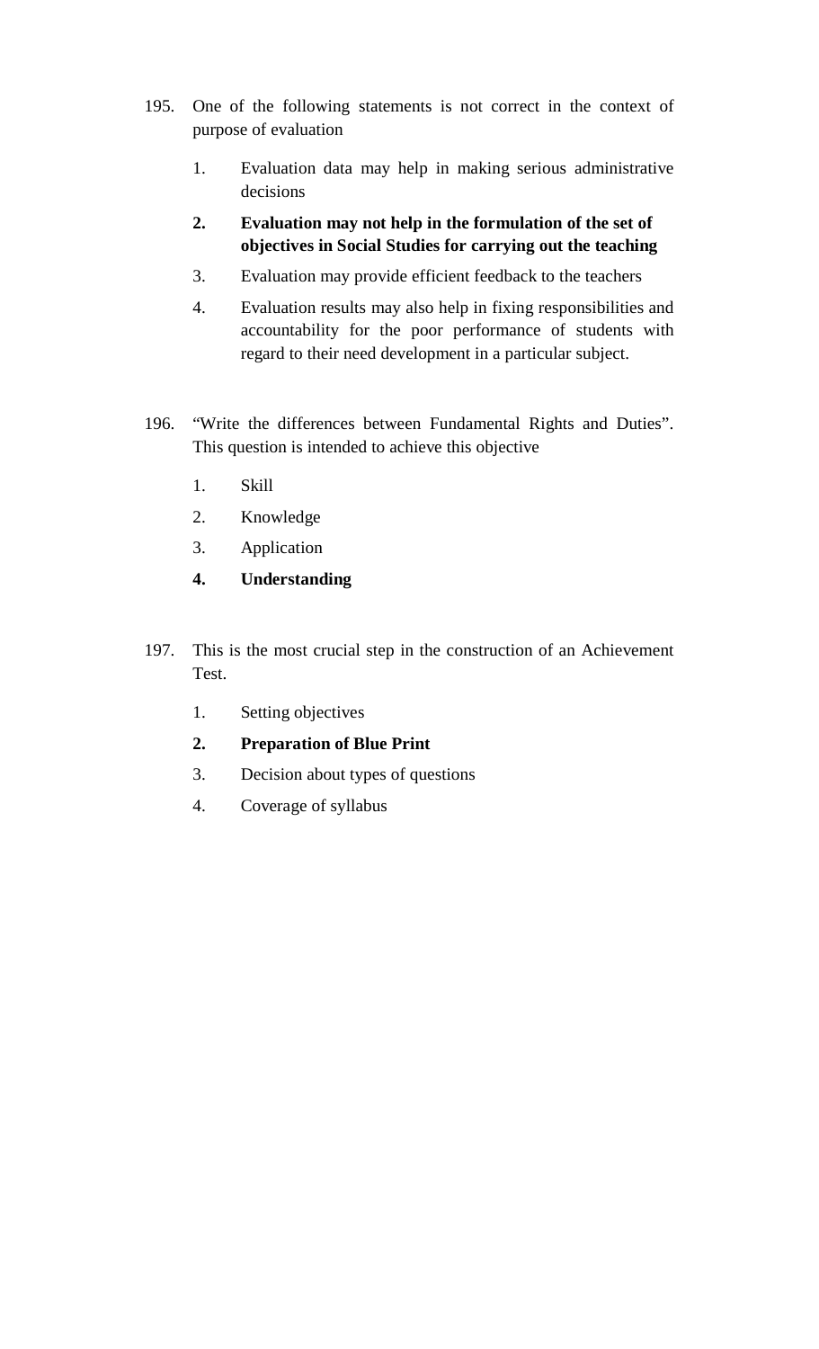195. One of the following statements is not correct in the context of purpose of evaluation

   1. Evaluation data may help in making serious administrative decisions
   2. **Evaluation may not help in the formulation of the set of objectives in Social Studies for carrying out the teaching**
   3. Evaluation may provide efficient feedback to the teachers
   4. Evaluation results may also help in fixing responsibilities and accountability for the poor performance of students with regard to their need development in a particular subject.

196. "Write the differences between Fundamental Rights and Duties". This question is intended to achieve this objective

   1. Skill
   2. Knowledge
   3. Application
   4. **Understanding**

197. This is the most crucial step in the construction of an Achievement Test.

   1. Setting objectives
   2. **Preparation of Blue Print**
   3. Decision about types of questions
   4. Coverage of syllabus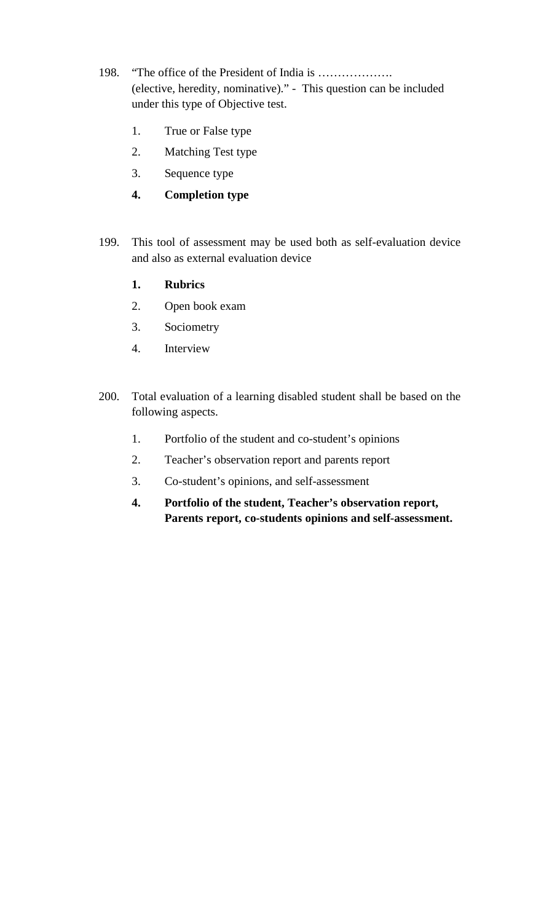198. "The office of the President of India is ……………….
(elective, heredity, nominative)." - This question can be included under this type of Objective test.

1. True or False type
2. Matching Test type
3. Sequence type
4. **Completion type**

199. This tool of assessment may be used both as self-evaluation device and also as external evaluation device

1. **Rubrics**
2. Open book exam
3. Sociometry
4. Interview

200. Total evaluation of a learning disabled student shall be based on the following aspects.

1. Portfolio of the student and co-student's opinions
2. Teacher's observation report and parents report
3. Co-student's opinions, and self-assessment
4. **Portfolio of the student, Teacher's observation report, Parents report, co-students opinions and self-assessment.**